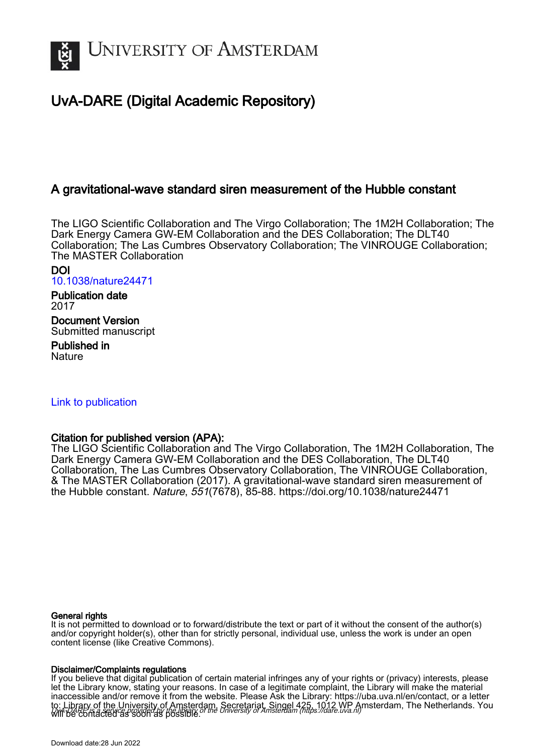# UNIVERSITY OF AMSTERDAM

## UvA-DARE (Digital Academic Repository)

### A gravitational-wave standard siren measurement of the Hubble constant

The LIGO Scientific Collaboration and The Virgo Collaboration; The 1M2H Collaboration; The Dark Energy Camera GW-EM Collaboration and the DES Collaboration; The DLT40 Collaboration; The Las Cumbres Observatory Collaboration; The VINROUGE Collaboration; The MASTER Collaboration

**DOI**
10.1038/nature24471

**Publication date**
2017

**Document Version**
Submitted manuscript

**Published in**
Nature

Link to publication

**Citation for published version (APA):**
The LIGO Scientific Collaboration and The Virgo Collaboration, The 1M2H Collaboration, The Dark Energy Camera GW-EM Collaboration and the DES Collaboration, The DLT40 Collaboration, The Las Cumbres Observatory Collaboration, The VINROUGE Collaboration, & The MASTER Collaboration (2017). A gravitational-wave standard siren measurement of the Hubble constant. *Nature*, *551*(7678), 85-88. https://doi.org/10.1038/nature24471

**General rights**
It is not permitted to download or to forward/distribute the text or part of it without the consent of the author(s) and/or copyright holder(s), other than for strictly personal, individual use, unless the work is under an open content license (like Creative Commons).

**Disclaimer/Complaints regulations**
If you believe that digital publication of certain material infringes any of your rights or (privacy) interests, please let the Library know, stating your reasons. In case of a legitimate complaint, the Library will make the material inaccessible and/or remove it from the website. Please Ask the Library: https://uba.uva.nl/en/contact, or a letter to: Library of the University of Amsterdam, Secretariat, Singel 425, 1012 WP Amsterdam, The Netherlands. You will be contacted as soon as possible.

*UvA-DARE is a service provided by the library of the University of Amsterdam (https://dare.uva.nl)*

Download date:28 Jun 2022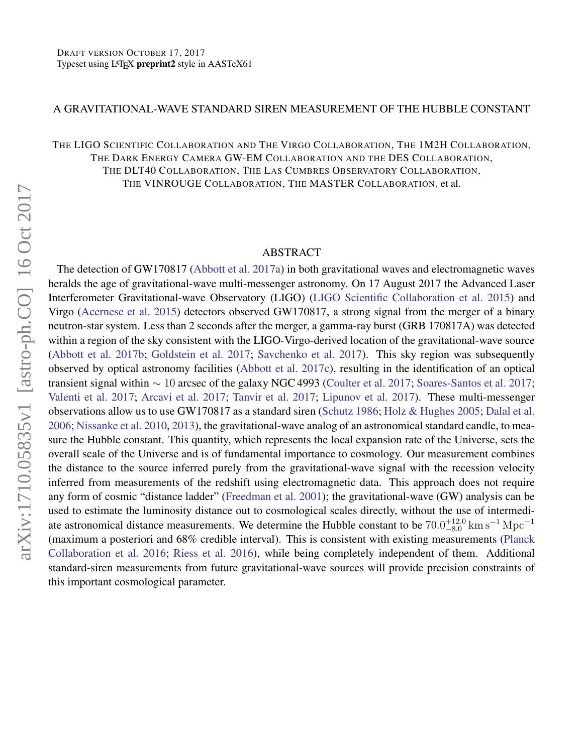Draft version October 17, 2017
Typeset using LaTeX **preprint2** style in AASTeX61

# A GRAVITATIONAL-WAVE STANDARD SIREN MEASUREMENT OF THE HUBBLE CONSTANT

The LIGO Scientific Collaboration and The Virgo Collaboration, The 1M2H Collaboration,
The Dark Energy Camera GW-EM Collaboration and the DES Collaboration,
The DLT40 Collaboration, The Las Cumbres Observatory Collaboration,
The VINROUGE Collaboration, The MASTER Collaboration, et al.

## ABSTRACT

The detection of GW170817 (Abbott et al. 2017a) in both gravitational waves and electromagnetic waves heralds the age of gravitational-wave multi-messenger astronomy. On 17 August 2017 the Advanced Laser Interferometer Gravitational-wave Observatory (LIGO) (LIGO Scientific Collaboration et al. 2015) and Virgo (Acernese et al. 2015) detectors observed GW170817, a strong signal from the merger of a binary neutron-star system. Less than 2 seconds after the merger, a gamma-ray burst (GRB 170817A) was detected within a region of the sky consistent with the LIGO-Virgo-derived location of the gravitational-wave source (Abbott et al. 2017b; Goldstein et al. 2017; Savchenko et al. 2017). This sky region was subsequently observed by optical astronomy facilities (Abbott et al. 2017c), resulting in the identification of an optical transient signal within $\sim 10$ arcsec of the galaxy NGC 4993 (Coulter et al. 2017; Soares-Santos et al. 2017; Valenti et al. 2017; Arcavi et al. 2017; Tanvir et al. 2017; Lipunov et al. 2017). These multi-messenger observations allow us to use GW170817 as a standard siren (Schutz 1986; Holz & Hughes 2005; Dalal et al. 2006; Nissanke et al. 2010, 2013), the gravitational-wave analog of an astronomical standard candle, to measure the Hubble constant. This quantity, which represents the local expansion rate of the Universe, sets the overall scale of the Universe and is of fundamental importance to cosmology. Our measurement combines the distance to the source inferred purely from the gravitational-wave signal with the recession velocity inferred from measurements of the redshift using electromagnetic data. This approach does not require any form of cosmic "distance ladder" (Freedman et al. 2001); the gravitational-wave (GW) analysis can be used to estimate the luminosity distance out to cosmological scales directly, without the use of intermediate astronomical distance measurements. We determine the Hubble constant to be $70.0^{+12.0}_{-8.0}\,\mathrm{km\,s^{-1}\,Mpc^{-1}}$ (maximum a posteriori and 68% credible interval). This is consistent with existing measurements (Planck Collaboration et al. 2016; Riess et al. 2016), while being completely independent of them. Additional standard-siren measurements from future gravitational-wave sources will provide precision constraints of this important cosmological parameter.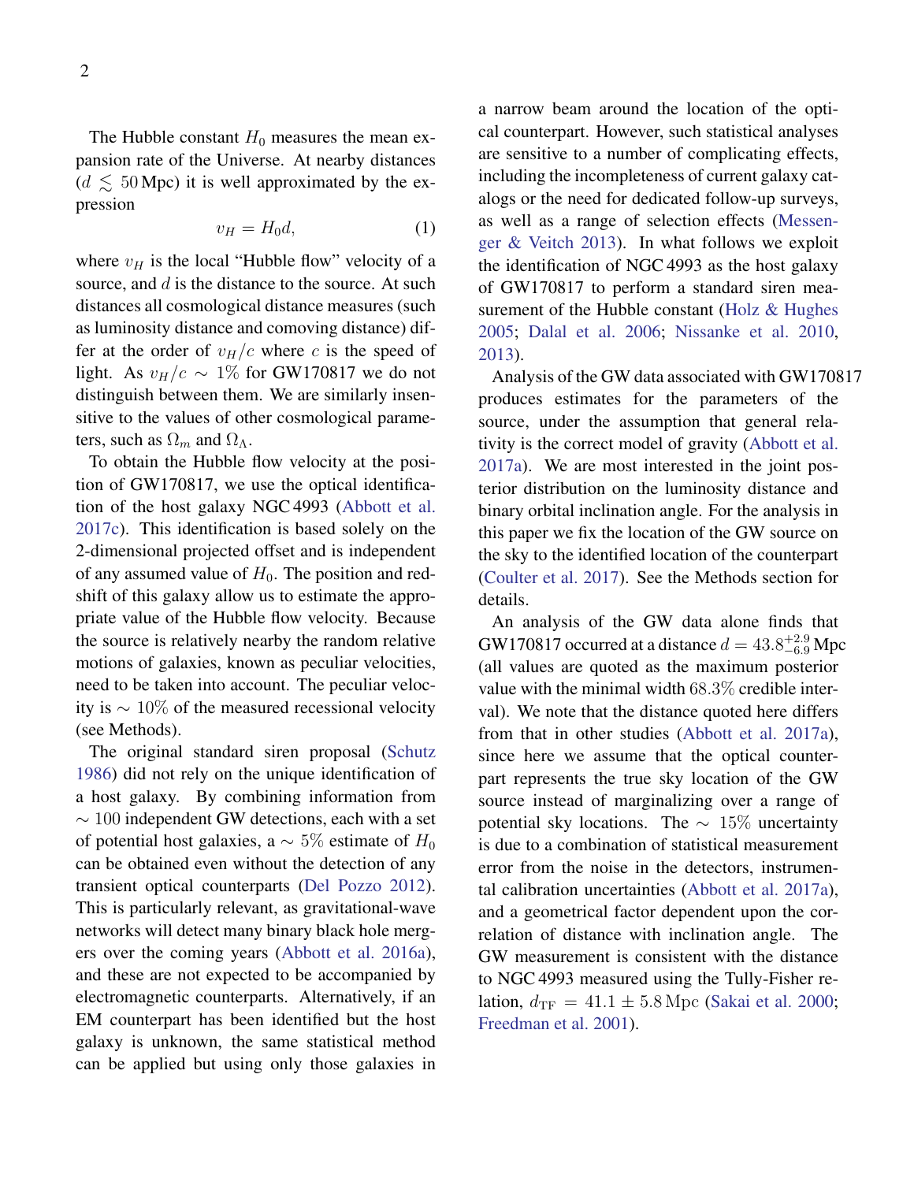The Hubble constant $H_0$ measures the mean expansion rate of the Universe. At nearby distances ($d \lesssim 50\,\mathrm{Mpc}$) it is well approximated by the expression

$$v_H = H_0 d, \tag{1}$$

where $v_H$ is the local "Hubble flow" velocity of a source, and $d$ is the distance to the source. At such distances all cosmological distance measures (such as luminosity distance and comoving distance) differ at the order of $v_H/c$ where $c$ is the speed of light. As $v_H/c \sim 1\%$ for GW170817 we do not distinguish between them. We are similarly insensitive to the values of other cosmological parameters, such as $\Omega_m$ and $\Omega_\Lambda$.

To obtain the Hubble flow velocity at the position of GW170817, we use the optical identification of the host galaxy NGC 4993 (Abbott et al. 2017c). This identification is based solely on the 2-dimensional projected offset and is independent of any assumed value of $H_0$. The position and redshift of this galaxy allow us to estimate the appropriate value of the Hubble flow velocity. Because the source is relatively nearby the random relative motions of galaxies, known as peculiar velocities, need to be taken into account. The peculiar velocity is $\sim 10\%$ of the measured recessional velocity (see Methods).

The original standard siren proposal (Schutz 1986) did not rely on the unique identification of a host galaxy. By combining information from $\sim 100$ independent GW detections, each with a set of potential host galaxies, a $\sim 5\%$ estimate of $H_0$ can be obtained even without the detection of any transient optical counterparts (Del Pozzo 2012). This is particularly relevant, as gravitational-wave networks will detect many binary black hole mergers over the coming years (Abbott et al. 2016a), and these are not expected to be accompanied by electromagnetic counterparts. Alternatively, if an EM counterpart has been identified but the host galaxy is unknown, the same statistical method can be applied but using only those galaxies in a narrow beam around the location of the optical counterpart. However, such statistical analyses are sensitive to a number of complicating effects, including the incompleteness of current galaxy catalogs or the need for dedicated follow-up surveys, as well as a range of selection effects (Messenger & Veitch 2013). In what follows we exploit the identification of NGC 4993 as the host galaxy of GW170817 to perform a standard siren measurement of the Hubble constant (Holz & Hughes 2005; Dalal et al. 2006; Nissanke et al. 2010, 2013).

Analysis of the GW data associated with GW170817 produces estimates for the parameters of the source, under the assumption that general relativity is the correct model of gravity (Abbott et al. 2017a). We are most interested in the joint posterior distribution on the luminosity distance and binary orbital inclination angle. For the analysis in this paper we fix the location of the GW source on the sky to the identified location of the counterpart (Coulter et al. 2017). See the Methods section for details.

An analysis of the GW data alone finds that GW170817 occurred at a distance $d = 43.8^{+2.9}_{-6.9}\,\mathrm{Mpc}$ (all values are quoted as the maximum posterior value with the minimal width $68.3\%$ credible interval). We note that the distance quoted here differs from that in other studies (Abbott et al. 2017a), since here we assume that the optical counterpart represents the true sky location of the GW source instead of marginalizing over a range of potential sky locations. The $\sim 15\%$ uncertainty is due to a combination of statistical measurement error from the noise in the detectors, instrumental calibration uncertainties (Abbott et al. 2017a), and a geometrical factor dependent upon the correlation of distance with inclination angle. The GW measurement is consistent with the distance to NGC 4993 measured using the Tully-Fisher relation, $d_{\mathrm{TF}} = 41.1 \pm 5.8\,\mathrm{Mpc}$ (Sakai et al. 2000; Freedman et al. 2001).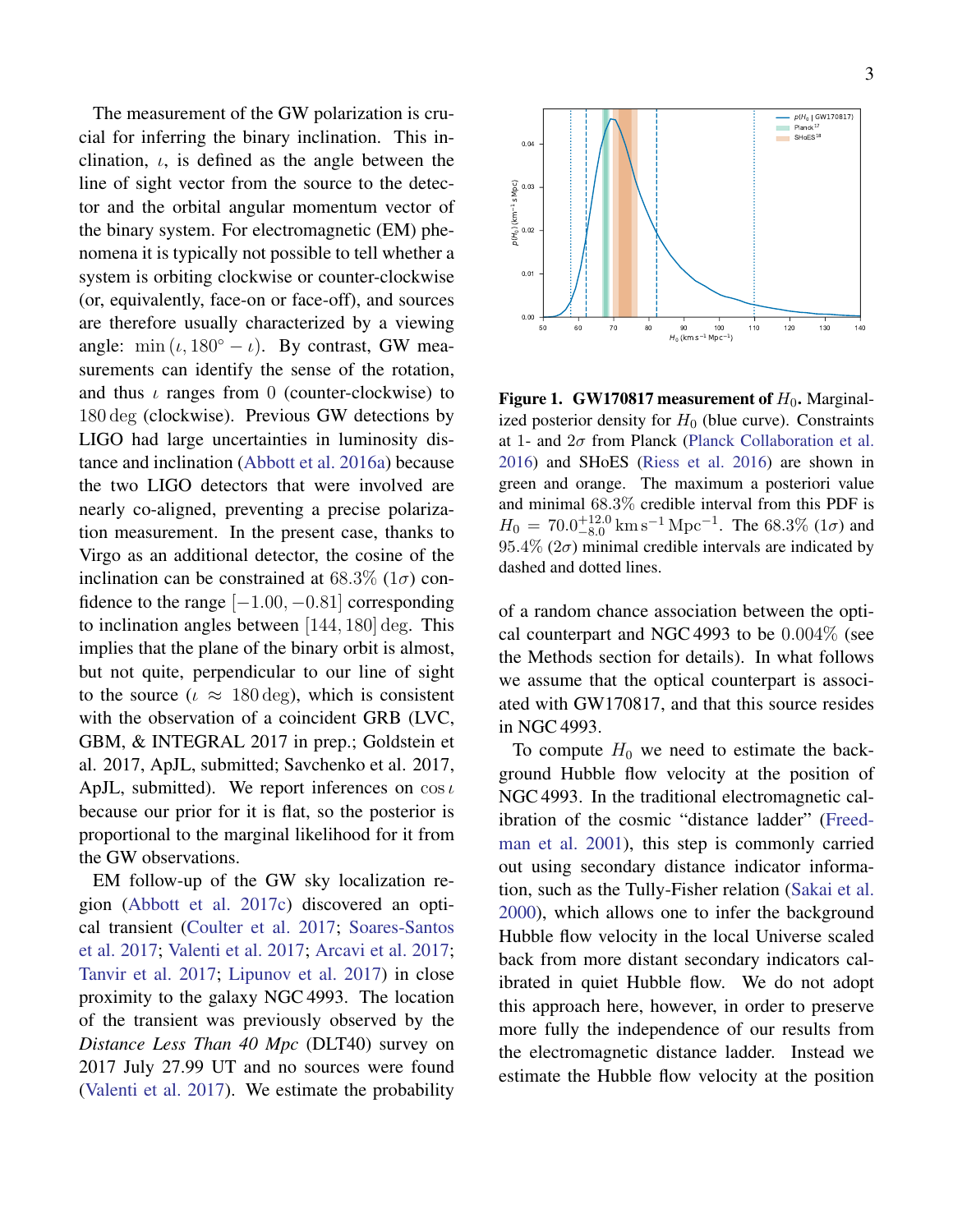The measurement of the GW polarization is crucial for inferring the binary inclination. This inclination, $\iota$, is defined as the angle between the line of sight vector from the source to the detector and the orbital angular momentum vector of the binary system. For electromagnetic (EM) phenomena it is typically not possible to tell whether a system is orbiting clockwise or counter-clockwise (or, equivalently, face-on or face-off), and sources are therefore usually characterized by a viewing angle: $\min(\iota, 180^\circ - \iota)$. By contrast, GW measurements can identify the sense of the rotation, and thus $\iota$ ranges from 0 (counter-clockwise) to 180 deg (clockwise). Previous GW detections by LIGO had large uncertainties in luminosity distance and inclination (Abbott et al. 2016a) because the two LIGO detectors that were involved are nearly co-aligned, preventing a precise polarization measurement. In the present case, thanks to Virgo as an additional detector, the cosine of the inclination can be constrained at 68.3% ($1\sigma$) confidence to the range $[-1.00, -0.81]$ corresponding to inclination angles between $[144, 180]$ deg. This implies that the plane of the binary orbit is almost, but not quite, perpendicular to our line of sight to the source ($\iota \approx 180$ deg), which is consistent with the observation of a coincident GRB (LVC, GBM, & INTEGRAL 2017 in prep.; Goldstein et al. 2017, ApJL, submitted; Savchenko et al. 2017, ApJL, submitted). We report inferences on $\cos\iota$ because our prior for it is flat, so the posterior is proportional to the marginal likelihood for it from the GW observations.

EM follow-up of the GW sky localization region (Abbott et al. 2017c) discovered an optical transient (Coulter et al. 2017; Soares-Santos et al. 2017; Valenti et al. 2017; Arcavi et al. 2017; Tanvir et al. 2017; Lipunov et al. 2017) in close proximity to the galaxy NGC 4993. The location of the transient was previously observed by the *Distance Less Than 40 Mpc* (DLT40) survey on 2017 July 27.99 UT and no sources were found (Valenti et al. 2017). We estimate the probability of a random chance association between the optical counterpart and NGC 4993 to be 0.004% (see the Methods section for details). In what follows we assume that the optical counterpart is associated with GW170817, and that this source resides in NGC 4993.

**Figure 1. GW170817 measurement of $H_0$.** Marginalized posterior density for $H_0$ (blue curve). Constraints at 1- and $2\sigma$ from Planck (Planck Collaboration et al. 2016) and SHoES (Riess et al. 2016) are shown in green and orange. The maximum a posteriori value and minimal 68.3% credible interval from this PDF is $H_0 = 70.0^{+12.0}_{-8.0}\,\mathrm{km\,s^{-1}\,Mpc^{-1}}$. The 68.3% ($1\sigma$) and 95.4% ($2\sigma$) minimal credible intervals are indicated by dashed and dotted lines.

To compute $H_0$ we need to estimate the background Hubble flow velocity at the position of NGC 4993. In the traditional electromagnetic calibration of the cosmic "distance ladder" (Freedman et al. 2001), this step is commonly carried out using secondary distance indicator information, such as the Tully-Fisher relation (Sakai et al. 2000), which allows one to infer the background Hubble flow velocity in the local Universe scaled back from more distant secondary indicators calibrated in quiet Hubble flow. We do not adopt this approach here, however, in order to preserve more fully the independence of our results from the electromagnetic distance ladder. Instead we estimate the Hubble flow velocity at the position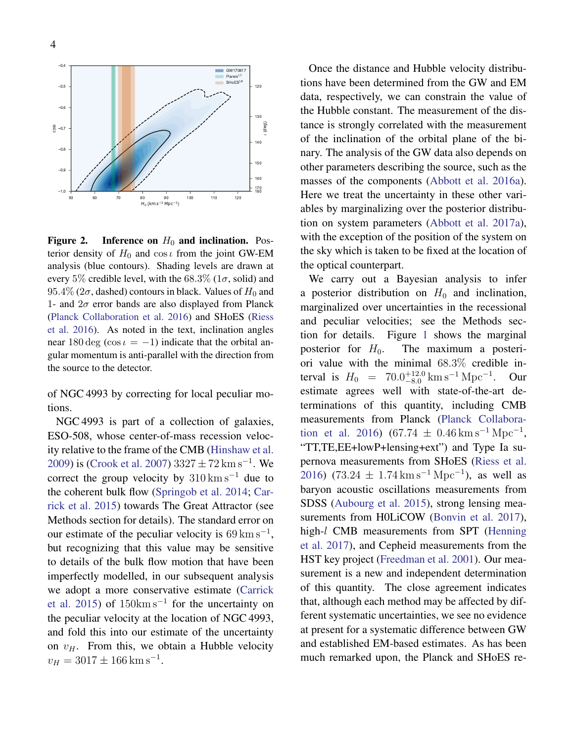**Figure 2. Inference on $H_0$ and inclination.** Posterior density of $H_0$ and $\cos\iota$ from the joint GW-EM analysis (blue contours). Shading levels are drawn at every 5% credible level, with the 68.3% ($1\sigma$, solid) and 95.4% ($2\sigma$, dashed) contours in black. Values of $H_0$ and 1- and $2\sigma$ error bands are also displayed from Planck (Planck Collaboration et al. 2016) and SHoES (Riess et al. 2016). As noted in the text, inclination angles near 180 deg ($\cos\iota = -1$) indicate that the orbital angular momentum is anti-parallel with the direction from the source to the detector.

of NGC 4993 by correcting for local peculiar motions.

NGC 4993 is part of a collection of galaxies, ESO-508, whose center-of-mass recession velocity relative to the frame of the CMB (Hinshaw et al. 2009) is (Crook et al. 2007) $3327 \pm 72\,\mathrm{km\,s^{-1}}$. We correct the group velocity by $310\,\mathrm{km\,s^{-1}}$ due to the coherent bulk flow (Springob et al. 2014; Carrick et al. 2015) towards The Great Attractor (see Methods section for details). The standard error on our estimate of the peculiar velocity is $69\,\mathrm{km\,s^{-1}}$, but recognizing that this value may be sensitive to details of the bulk flow motion that have been imperfectly modelled, in our subsequent analysis we adopt a more conservative estimate (Carrick et al. 2015) of $150\mathrm{km\,s^{-1}}$ for the uncertainty on the peculiar velocity at the location of NGC 4993, and fold this into our estimate of the uncertainty on $v_H$. From this, we obtain a Hubble velocity $v_H = 3017 \pm 166\,\mathrm{km\,s^{-1}}$.

Once the distance and Hubble velocity distributions have been determined from the GW and EM data, respectively, we can constrain the value of the Hubble constant. The measurement of the distance is strongly correlated with the measurement of the inclination of the orbital plane of the binary. The analysis of the GW data also depends on other parameters describing the source, such as the masses of the components (Abbott et al. 2016a). Here we treat the uncertainty in these other variables by marginalizing over the posterior distribution on system parameters (Abbott et al. 2017a), with the exception of the position of the system on the sky which is taken to be fixed at the location of the optical counterpart.

We carry out a Bayesian analysis to infer a posterior distribution on $H_0$ and inclination, marginalized over uncertainties in the recessional and peculiar velocities; see the Methods section for details. Figure 1 shows the marginal posterior for $H_0$. The maximum a posteriori value with the minimal 68.3% credible interval is $H_0 = 70.0^{+12.0}_{-8.0}\,\mathrm{km\,s^{-1}\,Mpc^{-1}}$. Our estimate agrees well with state-of-the-art determinations of this quantity, including CMB measurements from Planck (Planck Collaboration et al. 2016) ($67.74 \pm 0.46\,\mathrm{km\,s^{-1}\,Mpc^{-1}}$, "TT,TE,EE+lowP+lensing+ext") and Type Ia supernova measurements from SHoES (Riess et al. 2016) ($73.24 \pm 1.74\,\mathrm{km\,s^{-1}\,Mpc^{-1}}$), as well as baryon acoustic oscillations measurements from SDSS (Aubourg et al. 2015), strong lensing measurements from H0LiCOW (Bonvin et al. 2017), high-$l$ CMB measurements from SPT (Henning et al. 2017), and Cepheid measurements from the HST key project (Freedman et al. 2001). Our measurement is a new and independent determination of this quantity. The close agreement indicates that, although each method may be affected by different systematic uncertainties, we see no evidence at present for a systematic difference between GW and established EM-based estimates. As has been much remarked upon, the Planck and SHoES re-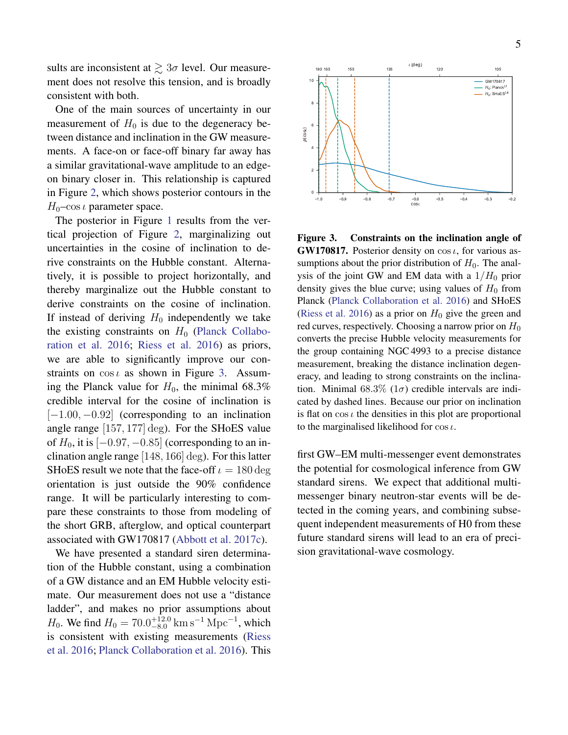sults are inconsistent at $\gtrsim 3\sigma$ level. Our measurement does not resolve this tension, and is broadly consistent with both.

One of the main sources of uncertainty in our measurement of $H_0$ is due to the degeneracy between distance and inclination in the GW measurements. A face-on or face-off binary far away has a similar gravitational-wave amplitude to an edge-on binary closer in. This relationship is captured in Figure 2, which shows posterior contours in the $H_0$–$\cos\iota$ parameter space.

The posterior in Figure 1 results from the vertical projection of Figure 2, marginalizing out uncertainties in the cosine of inclination to derive constraints on the Hubble constant. Alternatively, it is possible to project horizontally, and thereby marginalize out the Hubble constant to derive constraints on the cosine of inclination. If instead of deriving $H_0$ independently we take the existing constraints on $H_0$ (Planck Collaboration et al. 2016; Riess et al. 2016) as priors, we are able to significantly improve our constraints on $\cos\iota$ as shown in Figure 3. Assuming the Planck value for $H_0$, the minimal 68.3% credible interval for the cosine of inclination is $[-1.00, -0.92]$ (corresponding to an inclination angle range $[157, 177]$ deg). For the SHoES value of $H_0$, it is $[-0.97, -0.85]$ (corresponding to an inclination angle range $[148, 166]$ deg). For this latter SHoES result we note that the face-off $\iota = 180$ deg orientation is just outside the 90% confidence range. It will be particularly interesting to compare these constraints to those from modeling of the short GRB, afterglow, and optical counterpart associated with GW170817 (Abbott et al. 2017c).

We have presented a standard siren determination of the Hubble constant, using a combination of a GW distance and an EM Hubble velocity estimate. Our measurement does not use a "distance ladder", and makes no prior assumptions about $H_0$. We find $H_0 = 70.0^{+12.0}_{-8.0}\,\mathrm{km\,s^{-1}\,Mpc^{-1}}$, which is consistent with existing measurements (Riess et al. 2016; Planck Collaboration et al. 2016). This first GW–EM multi-messenger event demonstrates the potential for cosmological inference from GW standard sirens. We expect that additional multi-messenger binary neutron-star events will be detected in the coming years, and combining subsequent independent measurements of H0 from these future standard sirens will lead to an era of precision gravitational-wave cosmology.

**Figure 3. Constraints on the inclination angle of GW170817.** Posterior density on $\cos\iota$, for various assumptions about the prior distribution of $H_0$. The analysis of the joint GW and EM data with a $1/H_0$ prior density gives the blue curve; using values of $H_0$ from Planck (Planck Collaboration et al. 2016) and SHoES (Riess et al. 2016) as a prior on $H_0$ give the green and red curves, respectively. Choosing a narrow prior on $H_0$ converts the precise Hubble velocity measurements for the group containing NGC 4993 to a precise distance measurement, breaking the distance inclination degeneracy, and leading to strong constraints on the inclination. Minimal 68.3% ($1\sigma$) credible intervals are indicated by dashed lines. Because our prior on inclination is flat on $\cos\iota$ the densities in this plot are proportional to the marginalised likelihood for $\cos\iota$.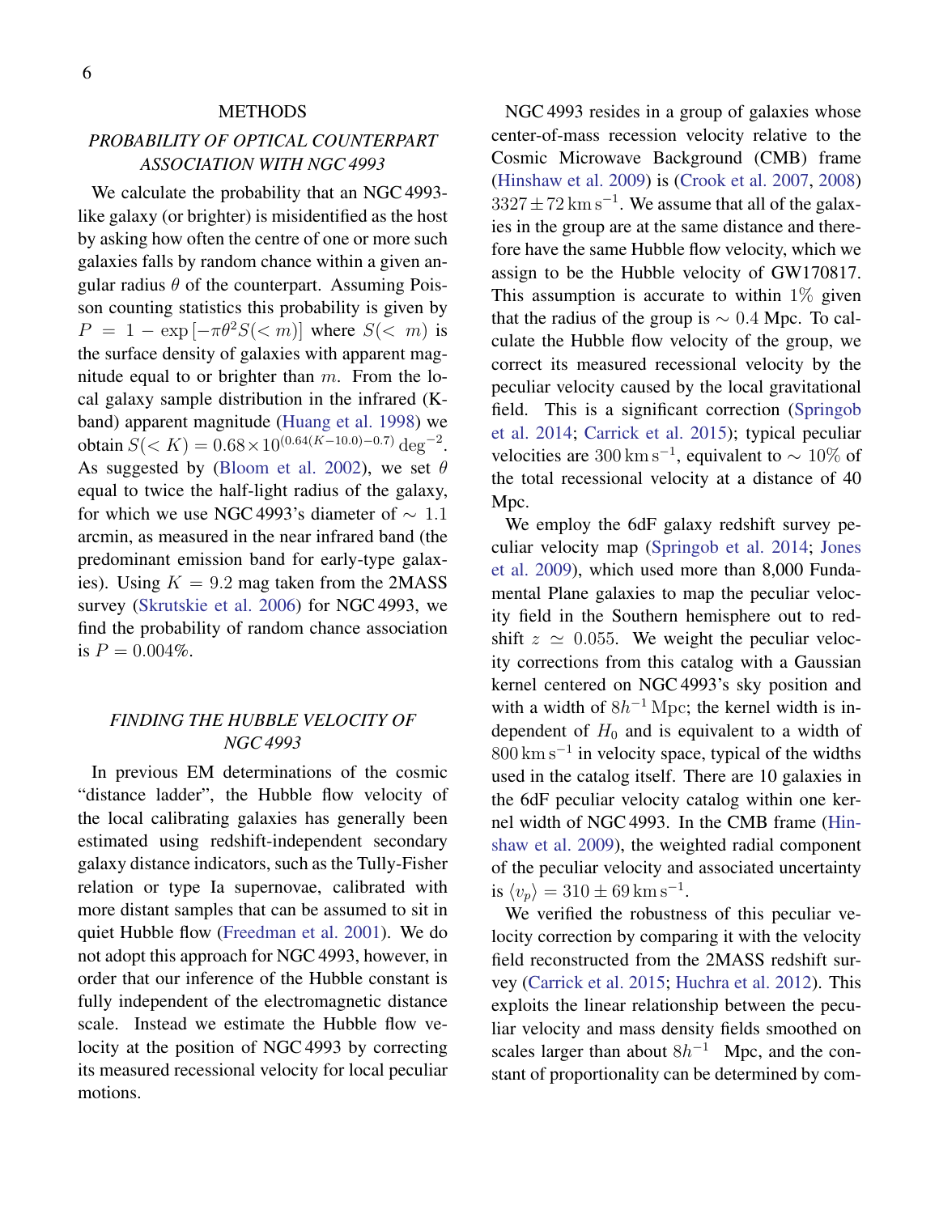## METHODS

### *PROBABILITY OF OPTICAL COUNTERPART ASSOCIATION WITH NGC 4993*

We calculate the probability that an NGC 4993-like galaxy (or brighter) is misidentified as the host by asking how often the centre of one or more such galaxies falls by random chance within a given angular radius $\theta$ of the counterpart. Assuming Poisson counting statistics this probability is given by $P = 1 - \exp\left[-\pi\theta^2 S(< m)\right]$ where $S(< m)$ is the surface density of galaxies with apparent magnitude equal to or brighter than $m$. From the local galaxy sample distribution in the infrared (K-band) apparent magnitude (Huang et al. 1998) we obtain $S(< K) = 0.68 \times 10^{(0.64(K-10.0)-0.7)}\,\mathrm{deg}^{-2}$. As suggested by (Bloom et al. 2002), we set $\theta$ equal to twice the half-light radius of the galaxy, for which we use NGC 4993's diameter of $\sim 1.1$ arcmin, as measured in the near infrared band (the predominant emission band for early-type galaxies). Using $K = 9.2$ mag taken from the 2MASS survey (Skrutskie et al. 2006) for NGC 4993, we find the probability of random chance association is $P = 0.004\%$.

### *FINDING THE HUBBLE VELOCITY OF NGC 4993*

In previous EM determinations of the cosmic "distance ladder", the Hubble flow velocity of the local calibrating galaxies has generally been estimated using redshift-independent secondary galaxy distance indicators, such as the Tully-Fisher relation or type Ia supernovae, calibrated with more distant samples that can be assumed to sit in quiet Hubble flow (Freedman et al. 2001). We do not adopt this approach for NGC 4993, however, in order that our inference of the Hubble constant is fully independent of the electromagnetic distance scale. Instead we estimate the Hubble flow velocity at the position of NGC 4993 by correcting its measured recessional velocity for local peculiar motions.

NGC 4993 resides in a group of galaxies whose center-of-mass recession velocity relative to the Cosmic Microwave Background (CMB) frame (Hinshaw et al. 2009) is (Crook et al. 2007, 2008) $3327 \pm 72\,\mathrm{km\,s^{-1}}$. We assume that all of the galaxies in the group are at the same distance and therefore have the same Hubble flow velocity, which we assign to be the Hubble velocity of GW170817. This assumption is accurate to within $1\%$ given that the radius of the group is $\sim 0.4$ Mpc. To calculate the Hubble flow velocity of the group, we correct its measured recessional velocity by the peculiar velocity caused by the local gravitational field. This is a significant correction (Springob et al. 2014; Carrick et al. 2015); typical peculiar velocities are $300\,\mathrm{km\,s^{-1}}$, equivalent to $\sim 10\%$ of the total recessional velocity at a distance of 40 Mpc.

We employ the 6dF galaxy redshift survey peculiar velocity map (Springob et al. 2014; Jones et al. 2009), which used more than 8,000 Fundamental Plane galaxies to map the peculiar velocity field in the Southern hemisphere out to redshift $z \simeq 0.055$. We weight the peculiar velocity corrections from this catalog with a Gaussian kernel centered on NGC 4993's sky position and with a width of $8h^{-1}\,\mathrm{Mpc}$; the kernel width is independent of $H_0$ and is equivalent to a width of $800\,\mathrm{km\,s^{-1}}$ in velocity space, typical of the widths used in the catalog itself. There are 10 galaxies in the 6dF peculiar velocity catalog within one kernel width of NGC 4993. In the CMB frame (Hinshaw et al. 2009), the weighted radial component of the peculiar velocity and associated uncertainty is $\langle v_p \rangle = 310 \pm 69\,\mathrm{km\,s^{-1}}$.

We verified the robustness of this peculiar velocity correction by comparing it with the velocity field reconstructed from the 2MASS redshift survey (Carrick et al. 2015; Huchra et al. 2012). This exploits the linear relationship between the peculiar velocity and mass density fields smoothed on scales larger than about $8h^{-1}$ Mpc, and the constant of proportionality can be determined by com-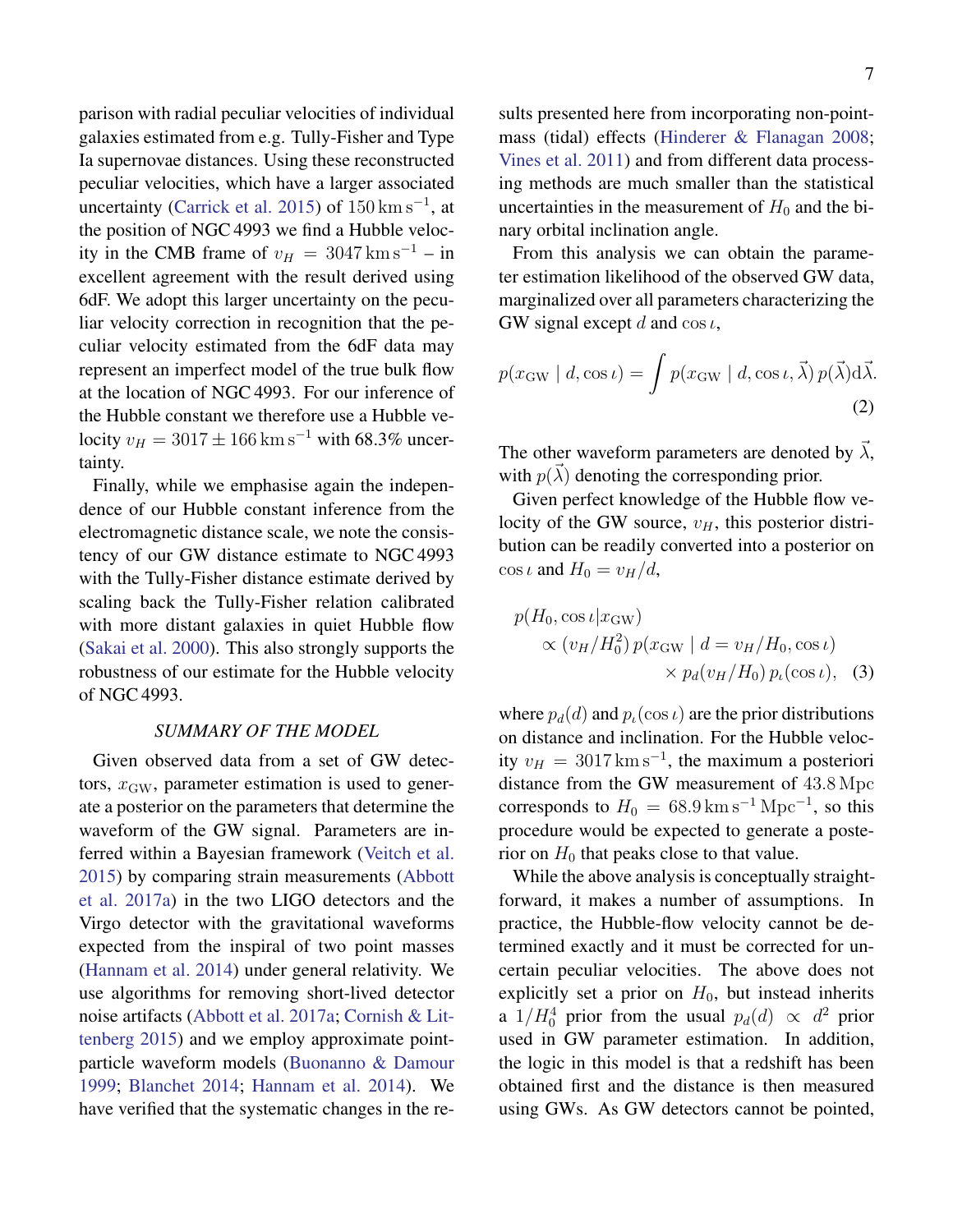parison with radial peculiar velocities of individual galaxies estimated from e.g. Tully-Fisher and Type Ia supernovae distances. Using these reconstructed peculiar velocities, which have a larger associated uncertainty (Carrick et al. 2015) of $150\,\mathrm{km\,s^{-1}}$, at the position of NGC 4993 we find a Hubble velocity in the CMB frame of $v_H = 3047\,\mathrm{km\,s^{-1}}$ – in excellent agreement with the result derived using 6dF. We adopt this larger uncertainty on the peculiar velocity correction in recognition that the peculiar velocity estimated from the 6dF data may represent an imperfect model of the true bulk flow at the location of NGC 4993. For our inference of the Hubble constant we therefore use a Hubble velocity $v_H = 3017 \pm 166\,\mathrm{km\,s^{-1}}$ with 68.3% uncertainty.

Finally, while we emphasise again the independence of our Hubble constant inference from the electromagnetic distance scale, we note the consistency of our GW distance estimate to NGC 4993 with the Tully-Fisher distance estimate derived by scaling back the Tully-Fisher relation calibrated with more distant galaxies in quiet Hubble flow (Sakai et al. 2000). This also strongly supports the robustness of our estimate for the Hubble velocity of NGC 4993.

## *SUMMARY OF THE MODEL*

Given observed data from a set of GW detectors, $x_{\mathrm{GW}}$, parameter estimation is used to generate a posterior on the parameters that determine the waveform of the GW signal. Parameters are inferred within a Bayesian framework (Veitch et al. 2015) by comparing strain measurements (Abbott et al. 2017a) in the two LIGO detectors and the Virgo detector with the gravitational waveforms expected from the inspiral of two point masses (Hannam et al. 2014) under general relativity. We use algorithms for removing short-lived detector noise artifacts (Abbott et al. 2017a; Cornish & Littenberg 2015) and we employ approximate point-particle waveform models (Buonanno & Damour 1999; Blanchet 2014; Hannam et al. 2014). We have verified that the systematic changes in the results presented here from incorporating non-point-mass (tidal) effects (Hinderer & Flanagan 2008; Vines et al. 2011) and from different data processing methods are much smaller than the statistical uncertainties in the measurement of $H_0$ and the binary orbital inclination angle.

From this analysis we can obtain the parameter estimation likelihood of the observed GW data, marginalized over all parameters characterizing the GW signal except $d$ and $\cos\iota$,

$$p(x_{\mathrm{GW}} \mid d, \cos\iota) = \int p(x_{\mathrm{GW}} \mid d, \cos\iota, \vec{\lambda})\, p(\vec{\lambda}) \mathrm{d}\vec{\lambda}. \tag{2}$$

The other waveform parameters are denoted by $\vec{\lambda}$, with $p(\vec{\lambda})$ denoting the corresponding prior.

Given perfect knowledge of the Hubble flow velocity of the GW source, $v_H$, this posterior distribution can be readily converted into a posterior on $\cos\iota$ and $H_0 = v_H/d$,

$$\begin{aligned} p(H_0, \cos\iota | x_{\mathrm{GW}}) & \\ \propto (v_H/H_0^2)\, & p(x_{\mathrm{GW}} \mid d = v_H/H_0, \cos\iota) \\ & \times p_d(v_H/H_0)\, p_\iota(\cos\iota), \end{aligned} \tag{3}$$

where $p_d(d)$ and $p_\iota(\cos\iota)$ are the prior distributions on distance and inclination. For the Hubble velocity $v_H = 3017\,\mathrm{km\,s^{-1}}$, the maximum a posteriori distance from the GW measurement of $43.8\,\mathrm{Mpc}$ corresponds to $H_0 = 68.9\,\mathrm{km\,s^{-1}\,Mpc^{-1}}$, so this procedure would be expected to generate a posterior on $H_0$ that peaks close to that value.

While the above analysis is conceptually straightforward, it makes a number of assumptions. In practice, the Hubble-flow velocity cannot be determined exactly and it must be corrected for uncertain peculiar velocities. The above does not explicitly set a prior on $H_0$, but instead inherits a $1/H_0^4$ prior from the usual $p_d(d) \propto d^2$ prior used in GW parameter estimation. In addition, the logic in this model is that a redshift has been obtained first and the distance is then measured using GWs. As GW detectors cannot be pointed,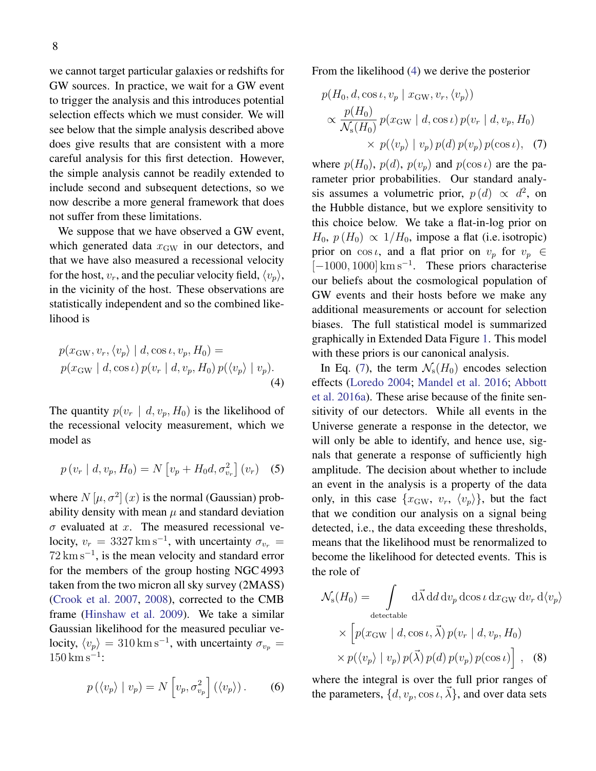we cannot target particular galaxies or redshifts for GW sources. In practice, we wait for a GW event to trigger the analysis and this introduces potential selection effects which we must consider. We will see below that the simple analysis described above does give results that are consistent with a more careful analysis for this first detection. However, the simple analysis cannot be readily extended to include second and subsequent detections, so we now describe a more general framework that does not suffer from these limitations.

We suppose that we have observed a GW event, which generated data $x_{\rm GW}$ in our detectors, and that we have also measured a recessional velocity for the host, $v_r$, and the peculiar velocity field, $\langle v_p \rangle$, in the vicinity of the host. These observations are statistically independent and so the combined likelihood is

$$p(x_{\rm GW}, v_r, \langle v_p \rangle \mid d, \cos\iota, v_p, H_0) = p(x_{\rm GW} \mid d, \cos\iota)\, p(v_r \mid d, v_p, H_0)\, p(\langle v_p \rangle \mid v_p). \tag{4}$$

The quantity $p(v_r \mid d, v_p, H_0)$ is the likelihood of the recessional velocity measurement, which we model as

$$p\left(v_r \mid d, v_p, H_0\right) = N\left[v_p + H_0 d, \sigma_{v_r}^2\right](v_r) \tag{5}$$

where $N\left[\mu, \sigma^2\right](x)$ is the normal (Gaussian) probability density with mean $\mu$ and standard deviation $\sigma$ evaluated at $x$. The measured recessional velocity, $v_r = 3327\,{\rm km\,s^{-1}}$, with uncertainty $\sigma_{v_r} = 72\,{\rm km\,s^{-1}}$, is the mean velocity and standard error for the members of the group hosting NGC 4993 taken from the two micron all sky survey (2MASS) (Crook et al. 2007, 2008), corrected to the CMB frame (Hinshaw et al. 2009). We take a similar Gaussian likelihood for the measured peculiar velocity, $\langle v_p \rangle = 310\,{\rm km\,s^{-1}}$, with uncertainty $\sigma_{v_p} = 150\,{\rm km\,s^{-1}}$:

$$p\left(\langle v_p \rangle \mid v_p\right) = N\left[v_p, \sigma_{v_p}^2\right]\left(\langle v_p \rangle\right). \tag{6}$$

From the likelihood (4) we derive the posterior

$$\begin{aligned} p(H_0, d, \cos\iota, v_p \mid x_{\rm GW}, v_r, \langle v_p \rangle) \\ \propto \frac{p(H_0)}{\mathcal{N}_{\rm s}(H_0)}\, p(x_{\rm GW} \mid d, \cos\iota)\, p(v_r \mid d, v_p, H_0) \\ \times\, p(\langle v_p \rangle \mid v_p)\, p(d)\, p(v_p)\, p(\cos\iota), \end{aligned} \tag{7}$$

where $p(H_0)$, $p(d)$, $p(v_p)$ and $p(\cos\iota)$ are the parameter prior probabilities. Our standard analysis assumes a volumetric prior, $p\left(d\right) \propto d^2$, on the Hubble distance, but we explore sensitivity to this choice below. We take a flat-in-log prior on $H_0$, $p\left(H_0\right) \propto 1/H_0$, impose a flat (i.e. isotropic) prior on $\cos\iota$, and a flat prior on $v_p$ for $v_p \in [-1000, 1000]\,{\rm km\,s^{-1}}$. These priors characterise our beliefs about the cosmological population of GW events and their hosts before we make any additional measurements or account for selection biases. The full statistical model is summarized graphically in Extended Data Figure 1. This model with these priors is our canonical analysis.

In Eq. (7), the term $\mathcal{N}_{\rm s}(H_0)$ encodes selection effects (Loredo 2004; Mandel et al. 2016; Abbott et al. 2016a). These arise because of the finite sensitivity of our detectors. While all events in the Universe generate a response in the detector, we will only be able to identify, and hence use, signals that generate a response of sufficiently high amplitude. The decision about whether to include an event in the analysis is a property of the data only, in this case $\{x_{\rm GW},\ v_r,\ \langle v_p \rangle\}$, but the fact that we condition our analysis on a signal being detected, i.e., the data exceeding these thresholds, means that the likelihood must be renormalized to become the likelihood for detected events. This is the role of

$$\begin{aligned} \mathcal{N}_{\rm s}(H_0) = \int\limits_{\rm detectable} {\rm d}\vec{\lambda}\, {\rm d}d\, {\rm d}v_p\, {\rm d}\cos\iota\, {\rm d}x_{\rm GW}\, {\rm d}v_r\, {\rm d}\langle v_p \rangle \\ \times \Big[p(x_{\rm GW} \mid d, \cos\iota, \vec{\lambda})\, p(v_r \mid d, v_p, H_0) \\ \times\, p(\langle v_p \rangle \mid v_p)\, p(\vec{\lambda})\, p(d)\, p(v_p)\, p(\cos\iota)\Big], \end{aligned} \tag{8}$$

where the integral is over the full prior ranges of the parameters, $\{d, v_p, \cos\iota, \vec{\lambda}\}$, and over data sets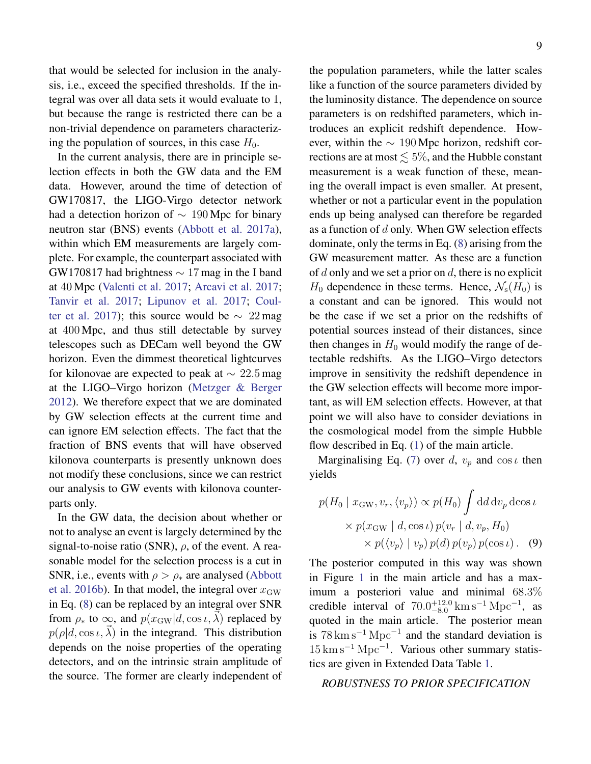that would be selected for inclusion in the analysis, i.e., exceed the specified thresholds. If the integral was over all data sets it would evaluate to 1, but because the range is restricted there can be a non-trivial dependence on parameters characterizing the population of sources, in this case $H_0$.

In the current analysis, there are in principle selection effects in both the GW data and the EM data. However, around the time of detection of GW170817, the LIGO-Virgo detector network had a detection horizon of $\sim 190\,\mathrm{Mpc}$ for binary neutron star (BNS) events (Abbott et al. 2017a), within which EM measurements are largely complete. For example, the counterpart associated with GW170817 had brightness $\sim 17$ mag in the I band at $40\,\mathrm{Mpc}$ (Valenti et al. 2017; Arcavi et al. 2017; Tanvir et al. 2017; Lipunov et al. 2017; Coulter et al. 2017); this source would be $\sim 22$ mag at $400\,\mathrm{Mpc}$, and thus still detectable by survey telescopes such as DECam well beyond the GW horizon. Even the dimmest theoretical lightcurves for kilonovae are expected to peak at $\sim 22.5$ mag at the LIGO–Virgo horizon (Metzger & Berger 2012). We therefore expect that we are dominated by GW selection effects at the current time and can ignore EM selection effects. The fact that the fraction of BNS events that will have observed kilonova counterparts is presently unknown does not modify these conclusions, since we can restrict our analysis to GW events with kilonova counterparts only.

In the GW data, the decision about whether or not to analyse an event is largely determined by the signal-to-noise ratio (SNR), $\rho$, of the event. A reasonable model for the selection process is a cut in SNR, i.e., events with $\rho > \rho_*$ are analysed (Abbott et al. 2016b). In that model, the integral over $x_{\mathrm{GW}}$ in Eq. (8) can be replaced by an integral over SNR from $\rho_*$ to $\infty$, and $p(x_{\mathrm{GW}}|d, \cos\iota, \vec{\lambda})$ replaced by $p(\rho|d, \cos\iota, \vec{\lambda})$ in the integrand. This distribution depends on the noise properties of the operating detectors, and on the intrinsic strain amplitude of the source. The former are clearly independent of the population parameters, while the latter scales like a function of the source parameters divided by the luminosity distance. The dependence on source parameters is on redshifted parameters, which introduces an explicit redshift dependence. However, within the $\sim 190\,\mathrm{Mpc}$ horizon, redshift corrections are at most $\lesssim 5\%$, and the Hubble constant measurement is a weak function of these, meaning the overall impact is even smaller. At present, whether or not a particular event in the population ends up being analysed can therefore be regarded as a function of $d$ only. When GW selection effects dominate, only the terms in Eq. (8) arising from the GW measurement matter. As these are a function of $d$ only and we set a prior on $d$, there is no explicit $H_0$ dependence in these terms. Hence, $\mathcal{N}_{\mathrm{s}}(H_0)$ is a constant and can be ignored. This would not be the case if we set a prior on the redshifts of potential sources instead of their distances, since then changes in $H_0$ would modify the range of detectable redshifts. As the LIGO–Virgo detectors improve in sensitivity the redshift dependence in the GW selection effects will become more important, as will EM selection effects. However, at that point we will also have to consider deviations in the cosmological model from the simple Hubble flow described in Eq. (1) of the main article.

Marginalising Eq. (7) over $d$, $v_p$ and $\cos\iota$ then yields

$$
\begin{aligned}
p(H_0 \mid x_{\mathrm{GW}}, v_r, \langle v_p \rangle) \propto p(H_0) \int \mathrm{d}d\, \mathrm{d}v_p\, \mathrm{d}\cos\iota \\
\times\, p(x_{\mathrm{GW}} \mid d, \cos\iota)\, p(v_r \mid d, v_p, H_0) \\
\times\, p(\langle v_p \rangle \mid v_p)\, p(d)\, p(v_p)\, p(\cos\iota)\,. \quad (9)
\end{aligned}
$$

The posterior computed in this way was shown in Figure 1 in the main article and has a maximum a posteriori value and minimal $68.3\%$ credible interval of $70.0^{+12.0}_{-8.0}\,\mathrm{km\,s^{-1}\,Mpc^{-1}}$, as quoted in the main article. The posterior mean is $78\,\mathrm{km\,s^{-1}\,Mpc^{-1}}$ and the standard deviation is $15\,\mathrm{km\,s^{-1}\,Mpc^{-1}}$. Various other summary statistics are given in Extended Data Table 1.

### *ROBUSTNESS TO PRIOR SPECIFICATION*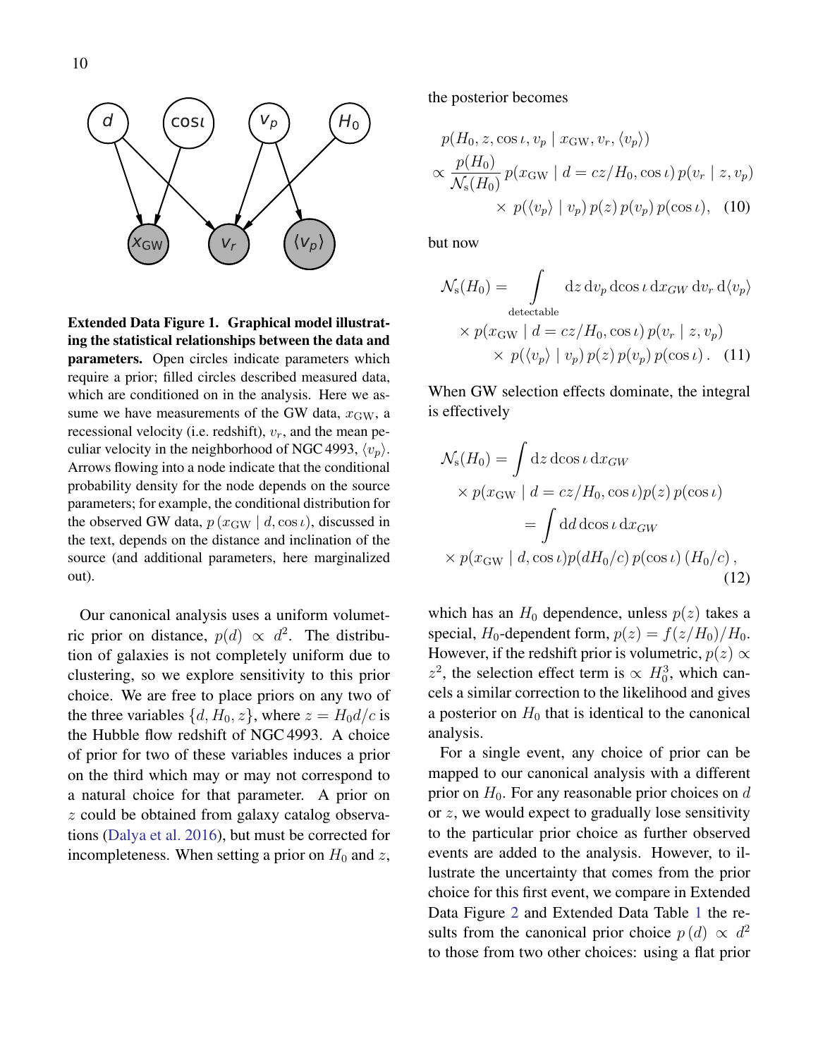**Extended Data Figure 1. Graphical model illustrating the statistical relationships between the data and parameters.** Open circles indicate parameters which require a prior; filled circles described measured data, which are conditioned on in the analysis. Here we assume we have measurements of the GW data, $x_{\rm GW}$, a recessional velocity (i.e. redshift), $v_r$, and the mean peculiar velocity in the neighborhood of NGC 4993, $\langle v_p \rangle$. Arrows flowing into a node indicate that the conditional probability density for the node depends on the source parameters; for example, the conditional distribution for the observed GW data, $p\left(x_{\rm GW} \mid d, \cos\iota\right)$, discussed in the text, depends on the distance and inclination of the source (and additional parameters, here marginalized out).

Our canonical analysis uses a uniform volumetric prior on distance, $p(d) \propto d^2$. The distribution of galaxies is not completely uniform due to clustering, so we explore sensitivity to this prior choice. We are free to place priors on any two of the three variables $\{d, H_0, z\}$, where $z = H_0 d/c$ is the Hubble flow redshift of NGC 4993. A choice of prior for two of these variables induces a prior on the third which may or may not correspond to a natural choice for that parameter. A prior on $z$ could be obtained from galaxy catalog observations (Dalya et al. 2016), but must be corrected for incompleteness. When setting a prior on $H_0$ and $z$, the posterior becomes

$$
\begin{aligned}
&p(H_0, z, \cos\iota, v_p \mid x_{\rm GW}, v_r, \langle v_p \rangle) \\
&\propto \frac{p(H_0)}{\mathcal{N}_{\rm s}(H_0)}\, p(x_{\rm GW} \mid d = cz/H_0, \cos\iota)\, p(v_r \mid z, v_p) \\
&\qquad \times\, p(\langle v_p \rangle \mid v_p)\, p(z)\, p(v_p)\, p(\cos\iota), \quad (10)
\end{aligned}
$$

but now

$$
\begin{aligned}
\mathcal{N}_{\rm s}(H_0) = &\int_{\rm detectable} {\rm d}z\, {\rm d}v_p\, {\rm d}\cos\iota\, {\rm d}x_{GW}\, {\rm d}v_r\, {\rm d}\langle v_p \rangle \\
&\times p(x_{\rm GW} \mid d = cz/H_0, \cos\iota)\, p(v_r \mid z, v_p) \\
&\times\, p(\langle v_p \rangle \mid v_p)\, p(z)\, p(v_p)\, p(\cos\iota)\,. \quad (11)
\end{aligned}
$$

When GW selection effects dominate, the integral is effectively

$$
\begin{aligned}
\mathcal{N}_{\rm s}(H_0) = &\int {\rm d}z\, {\rm d}\cos\iota\, {\rm d}x_{GW} \\
&\times p(x_{\rm GW} \mid d = cz/H_0, \cos\iota) p(z)\, p(\cos\iota) \\
= &\int {\rm d}d\, {\rm d}\cos\iota\, {\rm d}x_{GW} \\
&\times p(x_{\rm GW} \mid d, \cos\iota) p(dH_0/c)\, p(\cos\iota)\, (H_0/c)\,, \quad (12)
\end{aligned}
$$

which has an $H_0$ dependence, unless $p(z)$ takes a special, $H_0$-dependent form, $p(z) = f(z/H_0)/H_0$. However, if the redshift prior is volumetric, $p(z) \propto z^2$, the selection effect term is $\propto H_0^3$, which cancels a similar correction to the likelihood and gives a posterior on $H_0$ that is identical to the canonical analysis.

For a single event, any choice of prior can be mapped to our canonical analysis with a different prior on $H_0$. For any reasonable prior choices on $d$ or $z$, we would expect to gradually lose sensitivity to the particular prior choice as further observed events are added to the analysis. However, to illustrate the uncertainty that comes from the prior choice for this first event, we compare in Extended Data Figure 2 and Extended Data Table 1 the results from the canonical prior choice $p\left(d\right) \propto d^2$ to those from two other choices: using a flat prior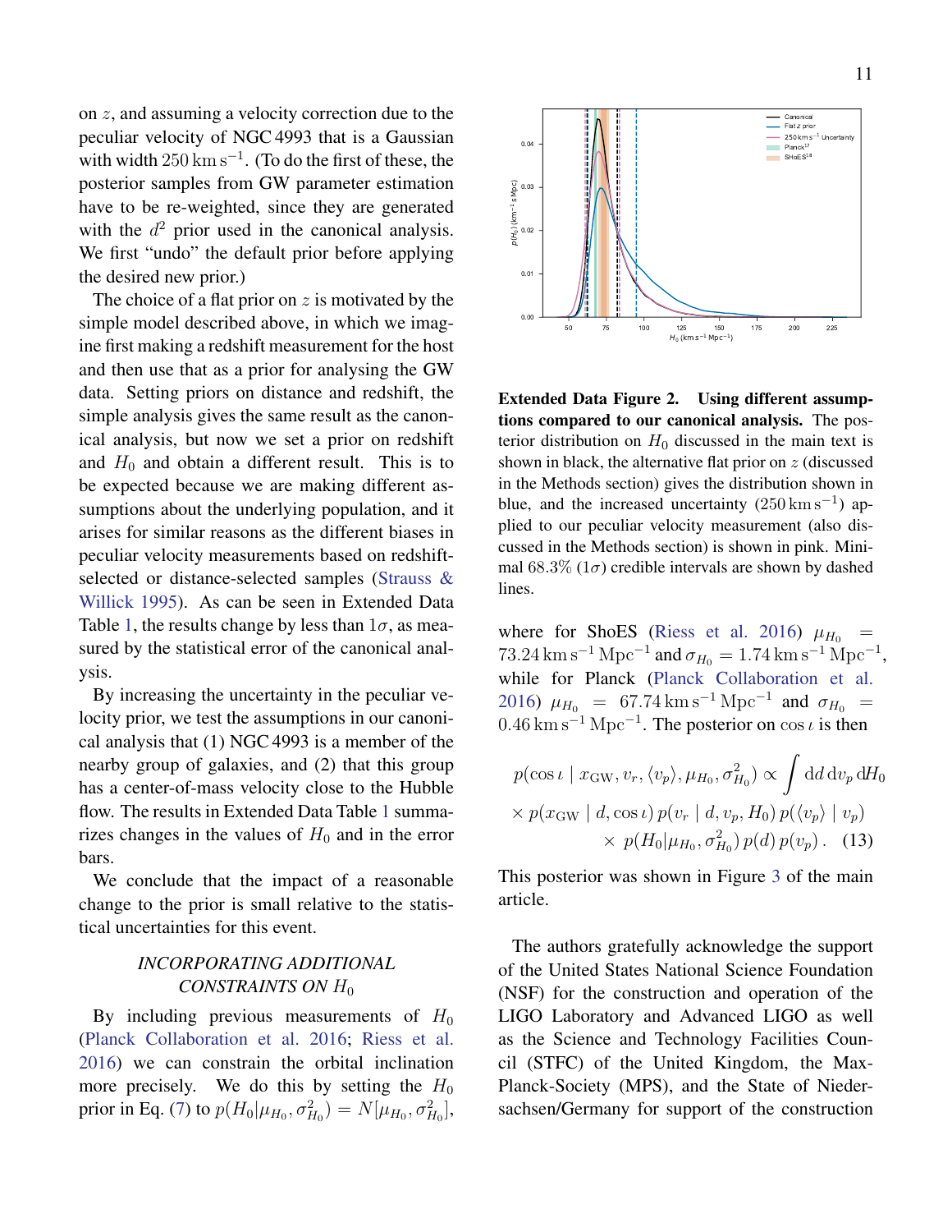on $z$, and assuming a velocity correction due to the peculiar velocity of NGC 4993 that is a Gaussian with width $250\,\mathrm{km\,s^{-1}}$. (To do the first of these, the posterior samples from GW parameter estimation have to be re-weighted, since they are generated with the $d^2$ prior used in the canonical analysis. We first "undo" the default prior before applying the desired new prior.)

The choice of a flat prior on $z$ is motivated by the simple model described above, in which we imagine first making a redshift measurement for the host and then use that as a prior for analysing the GW data. Setting priors on distance and redshift, the simple analysis gives the same result as the canonical analysis, but now we set a prior on redshift and $H_0$ and obtain a different result. This is to be expected because we are making different assumptions about the underlying population, and it arises for similar reasons as the different biases in peculiar velocity measurements based on redshift-selected or distance-selected samples (Strauss & Willick 1995). As can be seen in Extended Data Table 1, the results change by less than $1\sigma$, as measured by the statistical error of the canonical analysis.

By increasing the uncertainty in the peculiar velocity prior, we test the assumptions in our canonical analysis that (1) NGC 4993 is a member of the nearby group of galaxies, and (2) that this group has a center-of-mass velocity close to the Hubble flow. The results in Extended Data Table 1 summarizes changes in the values of $H_0$ and in the error bars.

We conclude that the impact of a reasonable change to the prior is small relative to the statistical uncertainties for this event.

## *INCORPORATING ADDITIONAL CONSTRAINTS ON $H_0$*

By including previous measurements of $H_0$ (Planck Collaboration et al. 2016; Riess et al. 2016) we can constrain the orbital inclination more precisely. We do this by setting the $H_0$ prior in Eq. (7) to $p(H_0|\mu_{H_0}, \sigma^2_{H_0}) = N[\mu_{H_0}, \sigma^2_{H_0}]$,

**Extended Data Figure 2. Using different assumptions compared to our canonical analysis.** The posterior distribution on $H_0$ discussed in the main text is shown in black, the alternative flat prior on $z$ (discussed in the Methods section) gives the distribution shown in blue, and the increased uncertainty ($250\,\mathrm{km\,s^{-1}}$) applied to our peculiar velocity measurement (also discussed in the Methods section) is shown in pink. Minimal 68.3% ($1\sigma$) credible intervals are shown by dashed lines.

where for ShoES (Riess et al. 2016) $\mu_{H_0} = 73.24\,\mathrm{km\,s^{-1}\,Mpc^{-1}}$ and $\sigma_{H_0} = 1.74\,\mathrm{km\,s^{-1}\,Mpc^{-1}}$, while for Planck (Planck Collaboration et al. 2016) $\mu_{H_0} = 67.74\,\mathrm{km\,s^{-1}\,Mpc^{-1}}$ and $\sigma_{H_0} = 0.46\,\mathrm{km\,s^{-1}\,Mpc^{-1}}$. The posterior on $\cos\iota$ is then

$$
\begin{aligned}
p(\cos\iota \mid x_{\mathrm{GW}}, v_r, \langle v_p \rangle, \mu_{H_0}, \sigma^2_{H_0}) \propto \int \mathrm{d}d\,\mathrm{d}v_p\,\mathrm{d}H_0 \\
\times\, p(x_{\mathrm{GW}} \mid d, \cos\iota)\, p(v_r \mid d, v_p, H_0)\, p(\langle v_p \rangle \mid v_p) \\
\times\, p(H_0|\mu_{H_0}, \sigma^2_{H_0})\, p(d)\, p(v_p)\,. \quad (13)
\end{aligned}
$$

This posterior was shown in Figure 3 of the main article.

The authors gratefully acknowledge the support of the United States National Science Foundation (NSF) for the construction and operation of the LIGO Laboratory and Advanced LIGO as well as the Science and Technology Facilities Council (STFC) of the United Kingdom, the Max-Planck-Society (MPS), and the State of Niedersachsen/Germany for support of the construction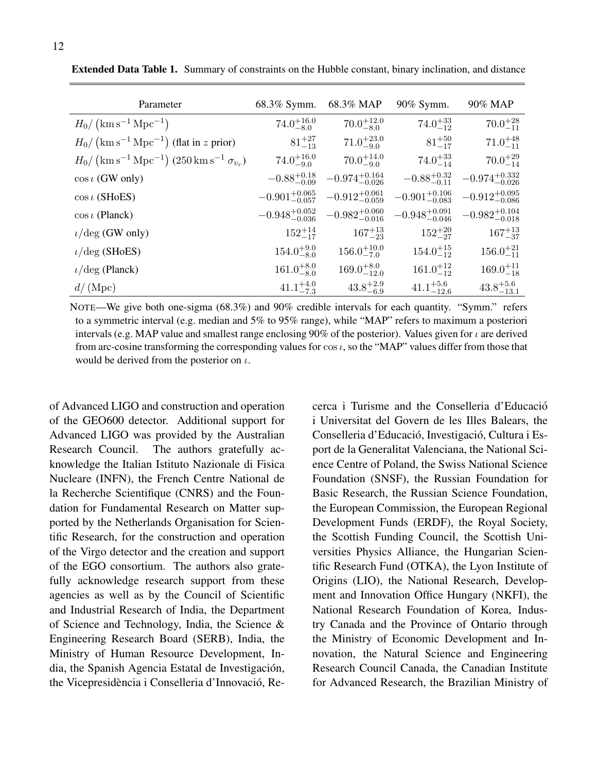**Extended Data Table 1.** Summary of constraints on the Hubble constant, binary inclination, and distance

| Parameter | 68.3% Symm. | 68.3% MAP | 90% Symm. | 90% MAP |
|---|---|---|---|---|
| $H_0/\left(\mathrm{km\,s^{-1}\,Mpc^{-1}}\right)$ | $74.0^{+16.0}_{-8.0}$ | $70.0^{+12.0}_{-8.0}$ | $74.0^{+33}_{-12}$ | $70.0^{+28}_{-11}$ |
| $H_0/\left(\mathrm{km\,s^{-1}\,Mpc^{-1}}\right)$ (flat in $z$ prior) | $81^{+27}_{-13}$ | $71.0^{+23.0}_{-9.0}$ | $81^{+50}_{-17}$ | $71.0^{+48}_{-11}$ |
| $H_0/\left(\mathrm{km\,s^{-1}\,Mpc^{-1}}\right)$ ($250\,\mathrm{km\,s^{-1}}\ \sigma_{v_r}$) | $74.0^{+16.0}_{-9.0}$ | $70.0^{+14.0}_{-9.0}$ | $74.0^{+33}_{-14}$ | $70.0^{+29}_{-14}$ |
| $\cos\iota$ (GW only) | $-0.88^{+0.18}_{-0.09}$ | $-0.974^{+0.164}_{-0.026}$ | $-0.88^{+0.32}_{-0.11}$ | $-0.974^{+0.332}_{-0.026}$ |
| $\cos\iota$ (SHoES) | $-0.901^{+0.065}_{-0.057}$ | $-0.912^{+0.061}_{-0.059}$ | $-0.901^{+0.106}_{-0.083}$ | $-0.912^{+0.095}_{-0.086}$ |
| $\cos\iota$ (Planck) | $-0.948^{+0.052}_{-0.036}$ | $-0.982^{+0.060}_{-0.016}$ | $-0.948^{+0.091}_{-0.046}$ | $-0.982^{+0.104}_{-0.018}$ |
| $\iota/\mathrm{deg}$ (GW only) | $152^{+14}_{-17}$ | $167^{+13}_{-23}$ | $152^{+20}_{-27}$ | $167^{+13}_{-37}$ |
| $\iota/\mathrm{deg}$ (SHoES) | $154.0^{+9.0}_{-8.0}$ | $156.0^{+10.0}_{-7.0}$ | $154.0^{+15}_{-12}$ | $156.0^{+21}_{-11}$ |
| $\iota/\mathrm{deg}$ (Planck) | $161.0^{+8.0}_{-8.0}$ | $169.0^{+8.0}_{-12.0}$ | $161.0^{+12}_{-12}$ | $169.0^{+11}_{-18}$ |
| $d/\,(\mathrm{Mpc})$ | $41.1^{+4.0}_{-7.3}$ | $43.8^{+2.9}_{-6.9}$ | $41.1^{+5.6}_{-12.6}$ | $43.8^{+5.6}_{-13.1}$ |

NOTE—We give both one-sigma (68.3%) and 90% credible intervals for each quantity. "Symm." refers to a symmetric interval (e.g. median and 5% to 95% range), while "MAP" refers to maximum a posteriori intervals (e.g. MAP value and smallest range enclosing 90% of the posterior). Values given for $\iota$ are derived from arc-cosine transforming the corresponding values for $\cos\iota$, so the "MAP" values differ from those that would be derived from the posterior on $\iota$.

of Advanced LIGO and construction and operation of the GEO600 detector. Additional support for Advanced LIGO was provided by the Australian Research Council. The authors gratefully acknowledge the Italian Istituto Nazionale di Fisica Nucleare (INFN), the French Centre National de la Recherche Scientifique (CNRS) and the Foundation for Fundamental Research on Matter supported by the Netherlands Organisation for Scientific Research, for the construction and operation of the Virgo detector and the creation and support of the EGO consortium. The authors also gratefully acknowledge research support from these agencies as well as by the Council of Scientific and Industrial Research of India, the Department of Science and Technology, India, the Science & Engineering Research Board (SERB), India, the Ministry of Human Resource Development, India, the Spanish Agencia Estatal de Investigación, the Vicepresidència i Conselleria d'Innovació, Recerca i Turisme and the Conselleria d'Educació i Universitat del Govern de les Illes Balears, the Conselleria d'Educació, Investigació, Cultura i Esport de la Generalitat Valenciana, the National Science Centre of Poland, the Swiss National Science Foundation (SNSF), the Russian Foundation for Basic Research, the Russian Science Foundation, the European Commission, the European Regional Development Funds (ERDF), the Royal Society, the Scottish Funding Council, the Scottish Universities Physics Alliance, the Hungarian Scientific Research Fund (OTKA), the Lyon Institute of Origins (LIO), the National Research, Development and Innovation Office Hungary (NKFI), the National Research Foundation of Korea, Industry Canada and the Province of Ontario through the Ministry of Economic Development and Innovation, the Natural Science and Engineering Research Council Canada, the Canadian Institute for Advanced Research, the Brazilian Ministry of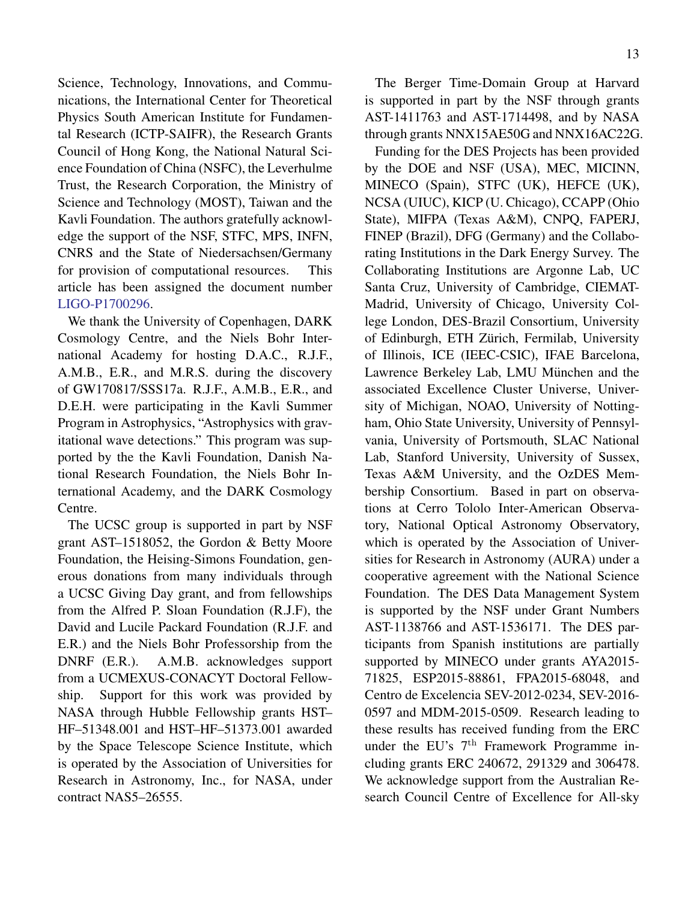Science, Technology, Innovations, and Communications, the International Center for Theoretical Physics South American Institute for Fundamental Research (ICTP-SAIFR), the Research Grants Council of Hong Kong, the National Natural Science Foundation of China (NSFC), the Leverhulme Trust, the Research Corporation, the Ministry of Science and Technology (MOST), Taiwan and the Kavli Foundation. The authors gratefully acknowledge the support of the NSF, STFC, MPS, INFN, CNRS and the State of Niedersachsen/Germany for provision of computational resources. This article has been assigned the document number LIGO-P1700296.

We thank the University of Copenhagen, DARK Cosmology Centre, and the Niels Bohr International Academy for hosting D.A.C., R.J.F., A.M.B., E.R., and M.R.S. during the discovery of GW170817/SSS17a. R.J.F., A.M.B., E.R., and D.E.H. were participating in the Kavli Summer Program in Astrophysics, "Astrophysics with gravitational wave detections." This program was supported by the the Kavli Foundation, Danish National Research Foundation, the Niels Bohr International Academy, and the DARK Cosmology Centre.

The UCSC group is supported in part by NSF grant AST–1518052, the Gordon & Betty Moore Foundation, the Heising-Simons Foundation, generous donations from many individuals through a UCSC Giving Day grant, and from fellowships from the Alfred P. Sloan Foundation (R.J.F), the David and Lucile Packard Foundation (R.J.F. and E.R.) and the Niels Bohr Professorship from the DNRF (E.R.). A.M.B. acknowledges support from a UCMEXUS-CONACYT Doctoral Fellowship. Support for this work was provided by NASA through Hubble Fellowship grants HST–HF–51348.001 and HST–HF–51373.001 awarded by the Space Telescope Science Institute, which is operated by the Association of Universities for Research in Astronomy, Inc., for NASA, under contract NAS5–26555.

The Berger Time-Domain Group at Harvard is supported in part by the NSF through grants AST-1411763 and AST-1714498, and by NASA through grants NNX15AE50G and NNX16AC22G.

Funding for the DES Projects has been provided by the DOE and NSF (USA), MEC, MICINN, MINECO (Spain), STFC (UK), HEFCE (UK), NCSA (UIUC), KICP (U. Chicago), CCAPP (Ohio State), MIFPA (Texas A&M), CNPQ, FAPERJ, FINEP (Brazil), DFG (Germany) and the Collaborating Institutions in the Dark Energy Survey. The Collaborating Institutions are Argonne Lab, UC Santa Cruz, University of Cambridge, CIEMAT-Madrid, University of Chicago, University College London, DES-Brazil Consortium, University of Edinburgh, ETH Zürich, Fermilab, University of Illinois, ICE (IEEC-CSIC), IFAE Barcelona, Lawrence Berkeley Lab, LMU München and the associated Excellence Cluster Universe, University of Michigan, NOAO, University of Nottingham, Ohio State University, University of Pennsylvania, University of Portsmouth, SLAC National Lab, Stanford University, University of Sussex, Texas A&M University, and the OzDES Membership Consortium. Based in part on observations at Cerro Tololo Inter-American Observatory, National Optical Astronomy Observatory, which is operated by the Association of Universities for Research in Astronomy (AURA) under a cooperative agreement with the National Science Foundation. The DES Data Management System is supported by the NSF under Grant Numbers AST-1138766 and AST-1536171. The DES participants from Spanish institutions are partially supported by MINECO under grants AYA2015-71825, ESP2015-88861, FPA2015-68048, and Centro de Excelencia SEV-2012-0234, SEV-2016-0597 and MDM-2015-0509. Research leading to these results has received funding from the ERC under the EU's 7$^{\text{th}}$ Framework Programme including grants ERC 240672, 291329 and 306478. We acknowledge support from the Australian Research Council Centre of Excellence for All-sky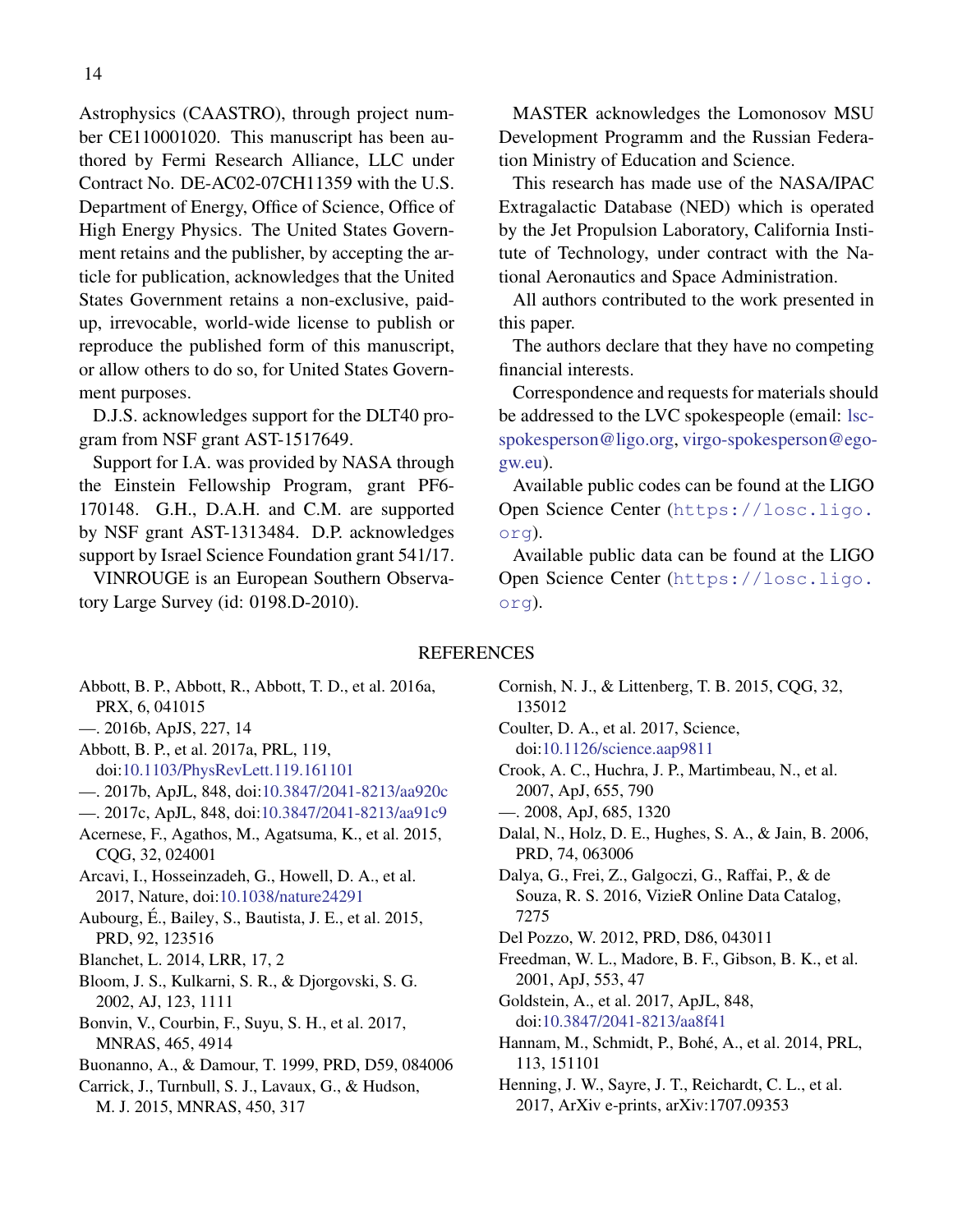Astrophysics (CAASTRO), through project number CE110001020. This manuscript has been authored by Fermi Research Alliance, LLC under Contract No. DE-AC02-07CH11359 with the U.S. Department of Energy, Office of Science, Office of High Energy Physics. The United States Government retains and the publisher, by accepting the article for publication, acknowledges that the United States Government retains a non-exclusive, paid-up, irrevocable, world-wide license to publish or reproduce the published form of this manuscript, or allow others to do so, for United States Government purposes.

D.J.S. acknowledges support for the DLT40 program from NSF grant AST-1517649.

Support for I.A. was provided by NASA through the Einstein Fellowship Program, grant PF6-170148. G.H., D.A.H. and C.M. are supported by NSF grant AST-1313484. D.P. acknowledges support by Israel Science Foundation grant 541/17.

VINROUGE is an European Southern Observatory Large Survey (id: 0198.D-2010).

MASTER acknowledges the Lomonosov MSU Development Programm and the Russian Federation Ministry of Education and Science.

This research has made use of the NASA/IPAC Extragalactic Database (NED) which is operated by the Jet Propulsion Laboratory, California Institute of Technology, under contract with the National Aeronautics and Space Administration.

All authors contributed to the work presented in this paper.

The authors declare that they have no competing financial interests.

Correspondence and requests for materials should be addressed to the LVC spokespeople (email: lsc-spokesperson@ligo.org, virgo-spokesperson@ego-gw.eu).

Available public codes can be found at the LIGO Open Science Center (https://losc.ligo.org).

Available public data can be found at the LIGO Open Science Center (https://losc.ligo.org).

## REFERENCES

Abbott, B. P., Abbott, R., Abbott, T. D., et al. 2016a, PRX, 6, 041015

—. 2016b, ApJS, 227, 14

Abbott, B. P., et al. 2017a, PRL, 119, doi:10.1103/PhysRevLett.119.161101

—. 2017b, ApJL, 848, doi:10.3847/2041-8213/aa920c

—. 2017c, ApJL, 848, doi:10.3847/2041-8213/aa91c9

Acernese, F., Agathos, M., Agatsuma, K., et al. 2015, CQG, 32, 024001

Arcavi, I., Hosseinzadeh, G., Howell, D. A., et al. 2017, Nature, doi:10.1038/nature24291

Aubourg, É., Bailey, S., Bautista, J. E., et al. 2015, PRD, 92, 123516

Blanchet, L. 2014, LRR, 17, 2

Bloom, J. S., Kulkarni, S. R., & Djorgovski, S. G. 2002, AJ, 123, 1111

Bonvin, V., Courbin, F., Suyu, S. H., et al. 2017, MNRAS, 465, 4914

Buonanno, A., & Damour, T. 1999, PRD, D59, 084006

Carrick, J., Turnbull, S. J., Lavaux, G., & Hudson, M. J. 2015, MNRAS, 450, 317

Cornish, N. J., & Littenberg, T. B. 2015, CQG, 32, 135012

Coulter, D. A., et al. 2017, Science, doi:10.1126/science.aap9811

Crook, A. C., Huchra, J. P., Martimbeau, N., et al. 2007, ApJ, 655, 790

—. 2008, ApJ, 685, 1320

Dalal, N., Holz, D. E., Hughes, S. A., & Jain, B. 2006, PRD, 74, 063006

Dalya, G., Frei, Z., Galgoczi, G., Raffai, P., & de Souza, R. S. 2016, VizieR Online Data Catalog, 7275

Del Pozzo, W. 2012, PRD, D86, 043011

Freedman, W. L., Madore, B. F., Gibson, B. K., et al. 2001, ApJ, 553, 47

Goldstein, A., et al. 2017, ApJL, 848, doi:10.3847/2041-8213/aa8f41

Hannam, M., Schmidt, P., Bohé, A., et al. 2014, PRL, 113, 151101

Henning, J. W., Sayre, J. T., Reichardt, C. L., et al. 2017, ArXiv e-prints, arXiv:1707.09353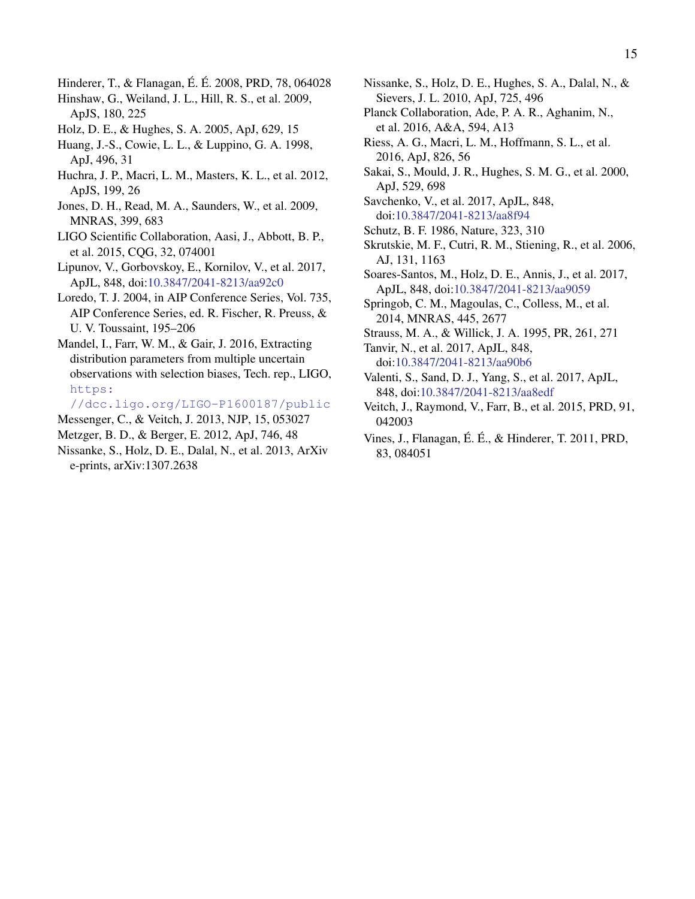Hinderer, T., & Flanagan, É. É. 2008, PRD, 78, 064028

Hinshaw, G., Weiland, J. L., Hill, R. S., et al. 2009, ApJS, 180, 225

Holz, D. E., & Hughes, S. A. 2005, ApJ, 629, 15

Huang, J.-S., Cowie, L. L., & Luppino, G. A. 1998, ApJ, 496, 31

Huchra, J. P., Macri, L. M., Masters, K. L., et al. 2012, ApJS, 199, 26

Jones, D. H., Read, M. A., Saunders, W., et al. 2009, MNRAS, 399, 683

LIGO Scientific Collaboration, Aasi, J., Abbott, B. P., et al. 2015, CQG, 32, 074001

Lipunov, V., Gorbovskoy, E., Kornilov, V., et al. 2017, ApJL, 848, doi:10.3847/2041-8213/aa92c0

Loredo, T. J. 2004, in AIP Conference Series, Vol. 735, AIP Conference Series, ed. R. Fischer, R. Preuss, & U. V. Toussaint, 195–206

Mandel, I., Farr, W. M., & Gair, J. 2016, Extracting distribution parameters from multiple uncertain observations with selection biases, Tech. rep., LIGO, https://dcc.ligo.org/LIGO-P1600187/public

Messenger, C., & Veitch, J. 2013, NJP, 15, 053027

Metzger, B. D., & Berger, E. 2012, ApJ, 746, 48

Nissanke, S., Holz, D. E., Dalal, N., et al. 2013, ArXiv e-prints, arXiv:1307.2638

Nissanke, S., Holz, D. E., Hughes, S. A., Dalal, N., & Sievers, J. L. 2010, ApJ, 725, 496

Planck Collaboration, Ade, P. A. R., Aghanim, N., et al. 2016, A&A, 594, A13

Riess, A. G., Macri, L. M., Hoffmann, S. L., et al. 2016, ApJ, 826, 56

Sakai, S., Mould, J. R., Hughes, S. M. G., et al. 2000, ApJ, 529, 698

Savchenko, V., et al. 2017, ApJL, 848, doi:10.3847/2041-8213/aa8f94

Schutz, B. F. 1986, Nature, 323, 310

Skrutskie, M. F., Cutri, R. M., Stiening, R., et al. 2006, AJ, 131, 1163

Soares-Santos, M., Holz, D. E., Annis, J., et al. 2017, ApJL, 848, doi:10.3847/2041-8213/aa9059

Springob, C. M., Magoulas, C., Colless, M., et al. 2014, MNRAS, 445, 2677

Strauss, M. A., & Willick, J. A. 1995, PR, 261, 271

Tanvir, N., et al. 2017, ApJL, 848, doi:10.3847/2041-8213/aa90b6

Valenti, S., Sand, D. J., Yang, S., et al. 2017, ApJL, 848, doi:10.3847/2041-8213/aa8edf

Veitch, J., Raymond, V., Farr, B., et al. 2015, PRD, 91, 042003

Vines, J., Flanagan, É. É., & Hinderer, T. 2011, PRD, 83, 084051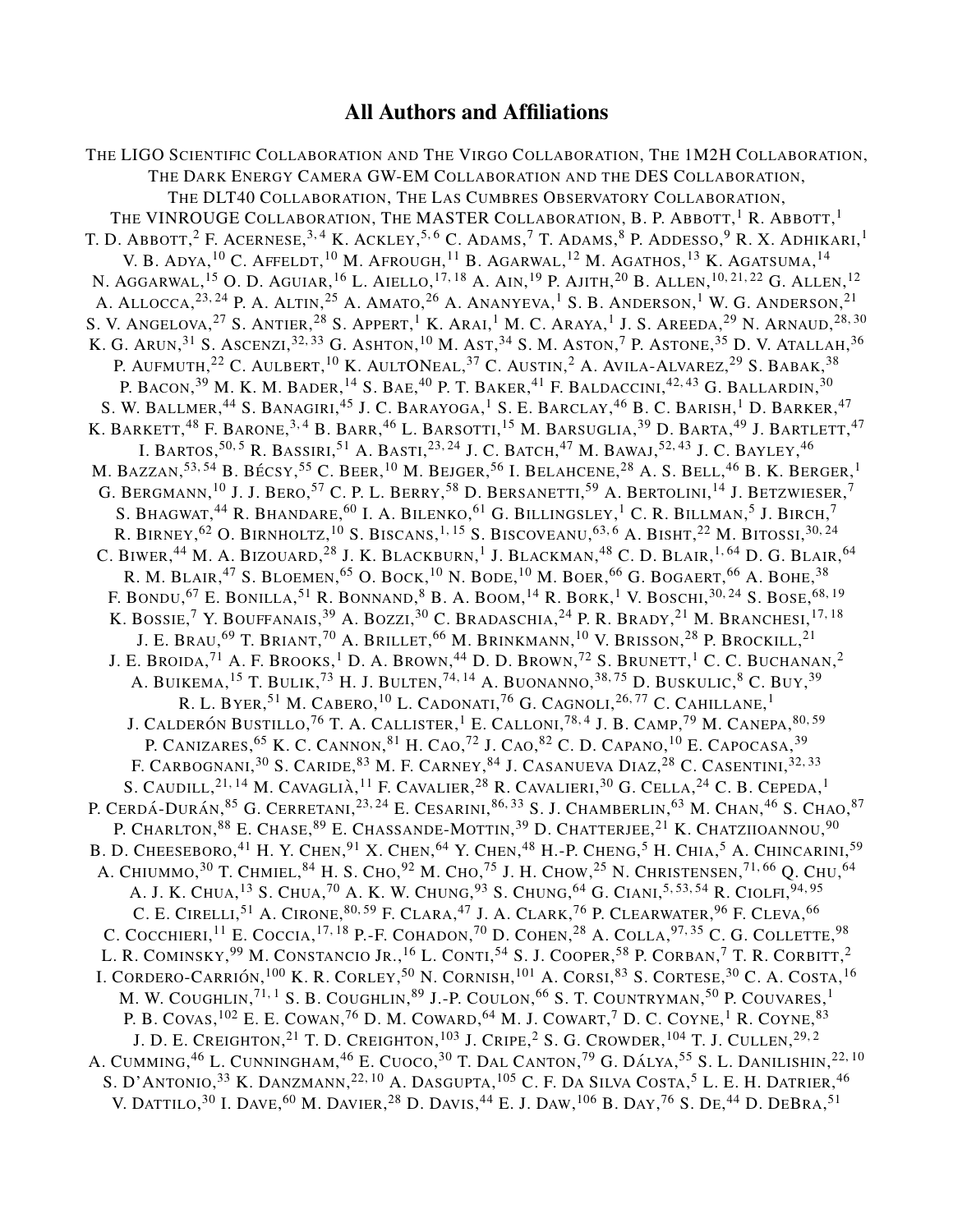## All Authors and Affiliations

The LIGO Scientific Collaboration and The Virgo Collaboration, The 1M2H Collaboration, The Dark Energy Camera GW-EM Collaboration and the DES Collaboration, The DLT40 Collaboration, The Las Cumbres Observatory Collaboration, The VINROUGE Collaboration, The MASTER Collaboration, B. P. Abbott,[1] R. Abbott,[1] T. D. Abbott,[2] F. Acernese,[3,4] K. Ackley,[5,6] C. Adams,[7] T. Adams,[8] P. Addesso,[9] R. X. Adhikari,[1] V. B. Adya,[10] C. Affeldt,[10] M. Afrough,[11] B. Agarwal,[12] M. Agathos,[13] K. Agatsuma,[14] N. Aggarwal,[15] O. D. Aguiar,[16] L. Aiello,[17,18] A. Ain,[19] P. Ajith,[20] B. Allen,[10,21,22] G. Allen,[12] A. Allocca,[23,24] P. A. Altin,[25] A. Amato,[26] A. Ananyeva,[1] S. B. Anderson,[1] W. G. Anderson,[21] S. V. Angelova,[27] S. Antier,[28] S. Appert,[1] K. Arai,[1] M. C. Araya,[1] J. S. Areeda,[29] N. Arnaud,[28,30] K. G. Arun,[31] S. Ascenzi,[32,33] G. Ashton,[10] M. Ast,[34] S. M. Aston,[7] P. Astone,[35] D. V. Atallah,[36] P. Aufmuth,[22] C. Aulbert,[10] K. AultONeal,[37] C. Austin,[2] A. Avila-Alvarez,[29] S. Babak,[38] P. Bacon,[39] M. K. M. Bader,[14] S. Bae,[40] P. T. Baker,[41] F. Baldaccini,[42,43] G. Ballardin,[30] S. W. Ballmer,[44] S. Banagiri,[45] J. C. Barayoga,[1] S. E. Barclay,[46] B. C. Barish,[1] D. Barker,[47] K. Barkett,[48] F. Barone,[3,4] B. Barr,[46] L. Barsotti,[15] M. Barsuglia,[39] D. Barta,[49] J. Bartlett,[47] I. Bartos,[50,5] R. Bassiri,[51] A. Basti,[23,24] J. C. Batch,[47] M. Bawaj,[52,43] J. C. Bayley,[46] M. Bazzan,[53,54] B. Bécsy,[55] C. Beer,[10] M. Bejger,[56] I. Belahcene,[28] A. S. Bell,[46] B. K. Berger,[1] G. Bergmann,[10] J. J. Bero,[57] C. P. L. Berry,[58] D. Bersanetti,[59] A. Bertolini,[14] J. Betzwieser,[7] S. Bhagwat,[44] R. Bhandare,[60] I. A. Bilenko,[61] G. Billingsley,[1] C. R. Billman,[5] J. Birch,[7] R. Birney,[62] O. Birnholtz,[10] S. Biscans,[1,15] S. Biscoveanu,[63,6] A. Bisht,[22] M. Bitossi,[30,24] C. Biwer,[44] M. A. Bizouard,[28] J. K. Blackburn,[1] J. Blackman,[48] C. D. Blair,[1,64] D. G. Blair,[64] R. M. Blair,[47] S. Bloemen,[65] O. Bock,[10] N. Bode,[10] M. Boer,[66] G. Bogaert,[66] A. Bohe,[38] F. Bondu,[67] E. Bonilla,[51] R. Bonnand,[8] B. A. Boom,[14] R. Bork,[1] V. Boschi,[30,24] S. Bose,[68,19] K. Bossie,[7] Y. Bouffanais,[39] A. Bozzi,[30] C. Bradaschia,[24] P. R. Brady,[21] M. Branchesi,[17,18] J. E. Brau,[69] T. Briant,[70] A. Brillet,[66] M. Brinkmann,[10] V. Brisson,[28] P. Brockill,[21] J. E. Broida,[71] A. F. Brooks,[1] D. A. Brown,[44] D. D. Brown,[72] S. Brunett,[1] C. C. Buchanan,[2] A. Buikema,[15] T. Bulik,[73] H. J. Bulten,[74,14] A. Buonanno,[38,75] D. Buskulic,[8] C. Buy,[39] R. L. Byer,[51] M. Cabero,[10] L. Cadonati,[76] G. Cagnoli,[26,77] C. Cahillane,[1] J. Calderón Bustillo,[76] T. A. Callister,[1] E. Calloni,[78,4] J. B. Camp,[79] M. Canepa,[80,59] P. Canizares,[65] K. C. Cannon,[81] H. Cao,[72] J. Cao,[82] C. D. Capano,[10] E. Capocasa,[39] F. Carbognani,[30] S. Caride,[83] M. F. Carney,[84] J. Casanueva Diaz,[28] C. Casentini,[32,33] S. Caudill,[21,14] M. Cavaglià,[11] F. Cavalier,[28] R. Cavalieri,[30] G. Cella,[24] C. B. Cepeda,[1] P. Cerdá-Durán,[85] G. Cerretani,[23,24] E. Cesarini,[86,33] S. J. Chamberlin,[63] M. Chan,[46] S. Chao,[87] P. Charlton,[88] E. Chase,[89] E. Chassande-Mottin,[39] D. Chatterjee,[21] K. Chatziioannou,[90] B. D. Cheeseboro,[41] H. Y. Chen,[91] X. Chen,[64] Y. Chen,[48] H.-P. Cheng,[5] H. Chia,[5] A. Chincarini,[59] A. Chiummo,[30] T. Chmiel,[84] H. S. Cho,[92] M. Cho,[75] J. H. Chow,[25] N. Christensen,[71,66] Q. Chu,[64] A. J. K. Chua,[13] S. Chua,[70] A. K. W. Chung,[93] S. Chung,[64] G. Ciani,[5,53,54] R. Ciolfi,[94,95] C. E. Cirelli,[51] A. Cirone,[80,59] F. Clara,[47] J. A. Clark,[76] P. Clearwater,[96] F. Cleva,[66] C. Cocchieri,[11] E. Coccia,[17,18] P.-F. Cohadon,[70] D. Cohen,[28] A. Colla,[97,35] C. G. Collette,[98] L. R. Cominsky,[99] M. Constancio Jr.,[16] L. Conti,[54] S. J. Cooper,[58] P. Corban,[7] T. R. Corbitt,[2] I. Cordero-Carrión,[100] K. R. Corley,[50] N. Cornish,[101] A. Corsi,[83] S. Cortese,[30] C. A. Costa,[16] M. W. Coughlin,[71,1] S. B. Coughlin,[89] J.-P. Coulon,[66] S. T. Countryman,[50] P. Couvares,[1] P. B. Covas,[102] E. E. Cowan,[76] D. M. Coward,[64] M. J. Cowart,[7] D. C. Coyne,[1] R. Coyne,[83] J. D. E. Creighton,[21] T. D. Creighton,[103] J. Cripe,[2] S. G. Crowder,[104] T. J. Cullen,[29,2] A. Cumming,[46] L. Cunningham,[46] E. Cuoco,[30] T. Dal Canton,[79] G. Dálya,[55] S. L. Danilishin,[22,10] S. D'Antonio,[33] K. Danzmann,[22,10] A. Dasgupta,[105] C. F. Da Silva Costa,[5] L. E. H. Datrier,[46] V. Dattilo,[30] I. Dave,[60] M. Davier,[28] D. Davis,[44] E. J. Daw,[106] B. Day,[76] S. De,[44] D. DeBra,[51]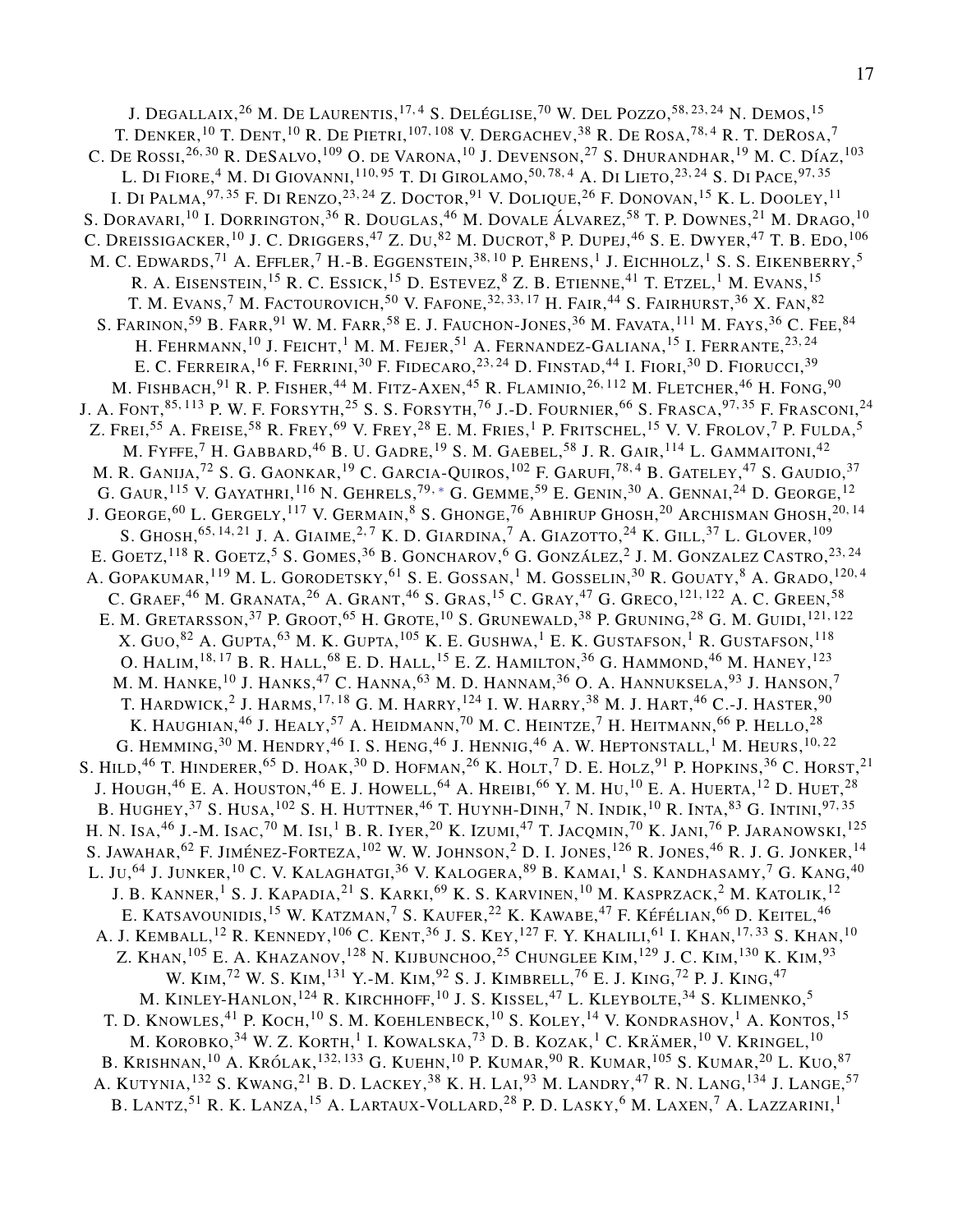J. Degallaix,[26] M. De Laurentis,[17,4] S. Deléglise,[70] W. Del Pozzo,[58,23,24] N. Demos,[15] T. Denker,[10] T. Dent,[10] R. De Pietri,[107,108] V. Dergachev,[38] R. De Rosa,[78,4] R. T. DeRosa,[7] C. De Rossi,[26,30] R. DeSalvo,[109] O. de Varona,[10] J. Devenson,[27] S. Dhurandhar,[19] M. C. Díaz,[103] L. Di Fiore,[4] M. Di Giovanni,[110,95] T. Di Girolamo,[50,78,4] A. Di Lieto,[23,24] S. Di Pace,[97,35] I. Di Palma,[97,35] F. Di Renzo,[23,24] Z. Doctor,[91] V. Dolique,[26] F. Donovan,[15] K. L. Dooley,[11] S. Doravari,[10] I. Dorrington,[36] R. Douglas,[46] M. Dovale Álvarez,[58] T. P. Downes,[21] M. Drago,[10] C. Dreissigacker,[10] J. C. Driggers,[47] Z. Du,[82] M. Ducrot,[8] P. Dupej,[46] S. E. Dwyer,[47] T. B. Edo,[106] M. C. Edwards,[71] A. Effler,[7] H.-B. Eggenstein,[38,10] P. Ehrens,[1] J. Eichholz,[1] S. S. Eikenberry,[5] R. A. Eisenstein,[15] R. C. Essick,[15] D. Estevez,[8] Z. B. Etienne,[41] T. Etzel,[1] M. Evans,[15] T. M. Evans,[7] M. Factourovich,[50] V. Fafone,[32,33,17] H. Fair,[44] S. Fairhurst,[36] X. Fan,[82] S. Farinon,[59] B. Farr,[91] W. M. Farr,[58] E. J. Fauchon-Jones,[36] M. Favata,[111] M. Fays,[36] C. Fee,[84] H. Fehrmann,[10] J. Feicht,[1] M. M. Fejer,[51] A. Fernandez-Galiana,[15] I. Ferrante,[23,24] E. C. Ferreira,[16] F. Ferrini,[30] F. Fidecaro,[23,24] D. Finstad,[44] I. Fiori,[30] D. Fiorucci,[39] M. Fishbach,[91] R. P. Fisher,[44] M. Fitz-Axen,[45] R. Flaminio,[26,112] M. Fletcher,[46] H. Fong,[90] J. A. Font,[85,113] P. W. F. Forsyth,[25] S. S. Forsyth,[76] J.-D. Fournier,[66] S. Frasca,[97,35] F. Frasconi,[24] Z. Frei,[55] A. Freise,[58] R. Frey,[69] V. Frey,[28] E. M. Fries,[1] P. Fritschel,[15] V. V. Frolov,[7] P. Fulda,[5] M. Fyffe,[7] H. Gabbard,[46] B. U. Gadre,[19] S. M. Gaebel,[58] J. R. Gair,[114] L. Gammaitoni,[42] M. R. Ganija,[72] S. G. Gaonkar,[19] C. Garcia-Quiros,[102] F. Garufi,[78,4] B. Gateley,[47] S. Gaudio,[37] G. Gaur,[115] V. Gayathri,[116] N. Gehrels,[79,*] G. Gemme,[59] E. Genin,[30] A. Gennai,[24] D. George,[12] J. George,[60] L. Gergely,[117] V. Germain,[8] S. Ghonge,[76] Abhirup Ghosh,[20] Archisman Ghosh,[20,14] S. Ghosh,[65,14,21] J. A. Giaime,[2,7] K. D. Giardina,[7] A. Giazotto,[24] K. Gill,[37] L. Glover,[109] E. Goetz,[118] R. Goetz,[5] S. Gomes,[36] B. Goncharov,[6] G. González,[2] J. M. Gonzalez Castro,[23,24] A. Gopakumar,[119] M. L. Gorodetsky,[61] S. E. Gossan,[1] M. Gosselin,[30] R. Gouaty,[8] A. Grado,[120,4] C. Graef,[46] M. Granata,[26] A. Grant,[46] S. Gras,[15] C. Gray,[47] G. Greco,[121,122] A. C. Green,[58] E. M. Gretarsson,[37] P. Groot,[65] H. Grote,[10] S. Grunewald,[38] P. Gruning,[28] G. M. Guidi,[121,122] X. Guo,[82] A. Gupta,[63] M. K. Gupta,[105] K. E. Gushwa,[1] E. K. Gustafson,[1] R. Gustafson,[118] O. Halim,[18,17] B. R. Hall,[68] E. D. Hall,[15] E. Z. Hamilton,[36] G. Hammond,[46] M. Haney,[123] M. M. Hanke,[10] J. Hanks,[47] C. Hanna,[63] M. D. Hannam,[36] O. A. Hannuksela,[93] J. Hanson,[7] T. Hardwick,[2] J. Harms,[17,18] G. M. Harry,[124] I. W. Harry,[38] M. J. Hart,[46] C.-J. Haster,[90] K. Haughian,[46] J. Healy,[57] A. Heidmann,[70] M. C. Heintze,[7] H. Heitmann,[66] P. Hello,[28] G. Hemming,[30] M. Hendry,[46] I. S. Heng,[46] J. Hennig,[46] A. W. Heptonstall,[1] M. Heurs,[10,22] S. Hild,[46] T. Hinderer,[65] D. Hoak,[30] D. Hofman,[26] K. Holt,[7] D. E. Holz,[91] P. Hopkins,[36] C. Horst,[21] J. Hough,[46] E. A. Houston,[46] E. J. Howell,[64] A. Hreibi,[66] Y. M. Hu,[10] E. A. Huerta,[12] D. Huet,[28] B. Hughey,[37] S. Husa,[102] S. H. Huttner,[46] T. Huynh-Dinh,[7] N. Indik,[10] R. Inta,[83] G. Intini,[97,35] H. N. Isa,[46] J.-M. Isac,[70] M. Isi,[1] B. R. Iyer,[20] K. Izumi,[47] T. Jacqmin,[70] K. Jani,[76] P. Jaranowski,[125] S. Jawahar,[62] F. Jiménez-Forteza,[102] W. W. Johnson,[2] D. I. Jones,[126] R. Jones,[46] R. J. G. Jonker,[14] L. Ju,[64] J. Junker,[10] C. V. Kalaghatgi,[36] V. Kalogera,[89] B. Kamai,[1] S. Kandhasamy,[7] G. Kang,[40] J. B. Kanner,[1] S. J. Kapadia,[21] S. Karki,[69] K. S. Karvinen,[10] M. Kasprzack,[2] M. Katolik,[12] E. Katsavounidis,[15] W. Katzman,[7] S. Kaufer,[22] K. Kawabe,[47] F. Kéfélian,[66] D. Keitel,[46] A. J. Kemball,[12] R. Kennedy,[106] C. Kent,[36] J. S. Key,[127] F. Y. Khalili,[61] I. Khan,[17,33] S. Khan,[10] Z. Khan,[105] E. A. Khazanov,[128] N. Kijbunchoo,[25] Chunglee Kim,[129] J. C. Kim,[130] K. Kim,[93] W. Kim,[72] W. S. Kim,[131] Y.-M. Kim,[92] S. J. Kimbrell,[76] E. J. King,[72] P. J. King,[47] M. Kinley-Hanlon,[124] R. Kirchhoff,[10] J. S. Kissel,[47] L. Kleybolte,[34] S. Klimenko,[5] T. D. Knowles,[41] P. Koch,[10] S. M. Koehlenbeck,[10] S. Koley,[14] V. Kondrashov,[1] A. Kontos,[15] M. Korobko,[34] W. Z. Korth,[1] I. Kowalska,[73] D. B. Kozak,[1] C. Krämer,[10] V. Kringel,[10] B. Krishnan,[10] A. Królak,[132,133] G. Kuehn,[10] P. Kumar,[90] R. Kumar,[105] S. Kumar,[20] L. Kuo,[87] A. Kutynia,[132] S. Kwang,[21] B. D. Lackey,[38] K. H. Lai,[93] M. Landry,[47] R. N. Lang,[134] J. Lange,[57] B. Lantz,[51] R. K. Lanza,[15] A. Lartaux-Vollard,[28] P. D. Lasky,[6] M. Laxen,[7] A. Lazzarini,[1]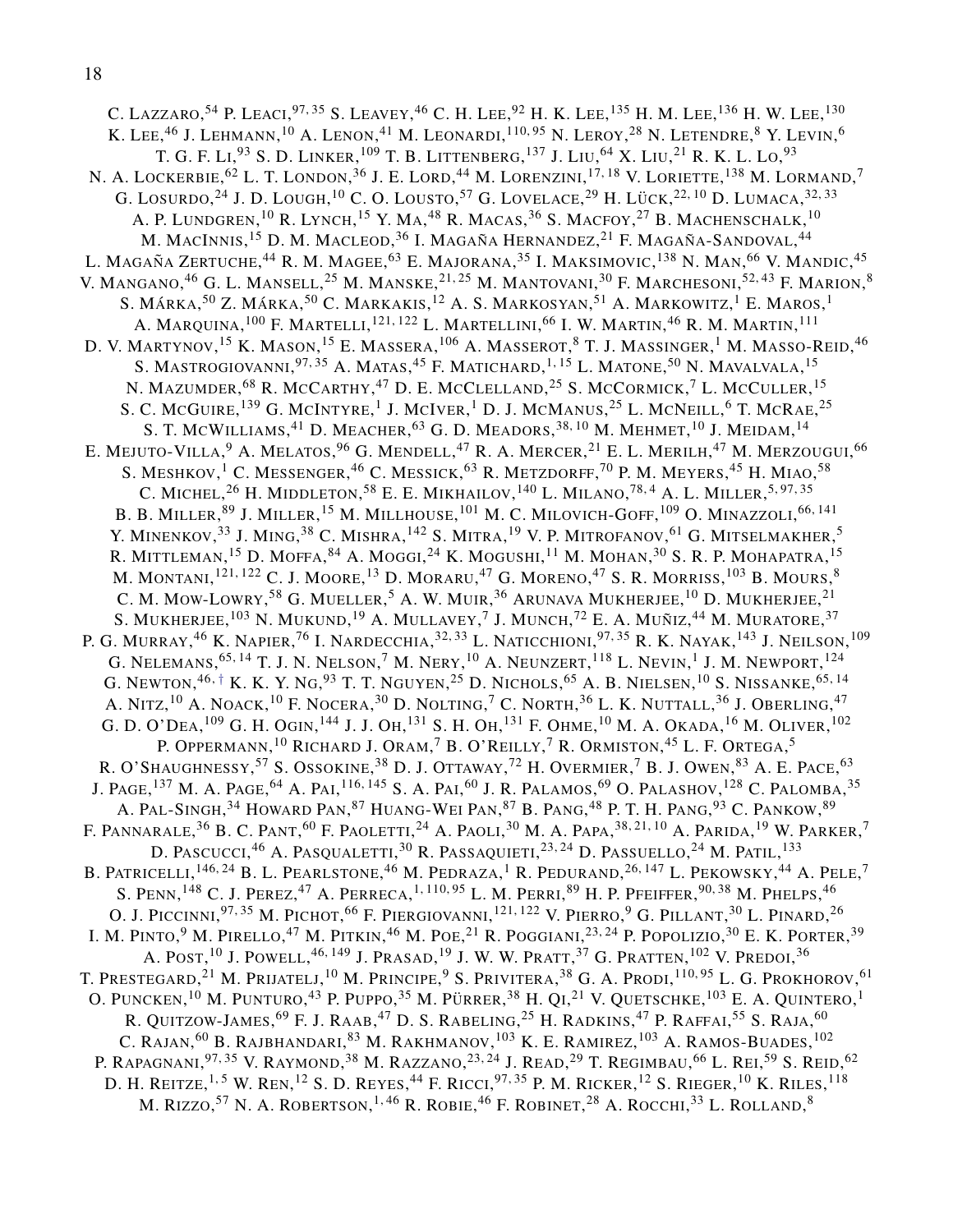C. Lazzaro,[54] P. Leaci,[97,35] S. Leavey,[46] C. H. Lee,[92] H. K. Lee,[135] H. M. Lee,[136] H. W. Lee,[130] K. Lee,[46] J. Lehmann,[10] A. Lenon,[41] M. Leonardi,[110,95] N. Leroy,[28] N. Letendre,[8] Y. Levin,[6] T. G. F. Li,[93] S. D. Linker,[109] T. B. Littenberg,[137] J. Liu,[64] X. Liu,[21] R. K. L. Lo,[93] N. A. Lockerbie,[62] L. T. London,[36] J. E. Lord,[44] M. Lorenzini,[17,18] V. Loriette,[138] M. Lormand,[7] G. Losurdo,[24] J. D. Lough,[10] C. O. Lousto,[57] G. Lovelace,[29] H. Lück,[22,10] D. Lumaca,[32,33] A. P. Lundgren,[10] R. Lynch,[15] Y. Ma,[48] R. Macas,[36] S. Macfoy,[27] B. Machenschalk,[10] M. MacInnis,[15] D. M. Macleod,[36] I. Magaña Hernandez,[21] F. Magaña-Sandoval,[44] L. Magaña Zertuche,[44] R. M. Magee,[63] E. Majorana,[35] I. Maksimovic,[138] N. Man,[66] V. Mandic,[45] V. Mangano,[46] G. L. Mansell,[25] M. Manske,[21,25] M. Mantovani,[30] F. Marchesoni,[52,43] F. Marion,[8] S. Márka,[50] Z. Márka,[50] C. Markakis,[12] A. S. Markosyan,[51] A. Markowitz,[1] E. Maros,[1] A. Marquina,[100] F. Martelli,[121,122] L. Martellini,[66] I. W. Martin,[46] R. M. Martin,[111] D. V. Martynov,[15] K. Mason,[15] E. Massera,[106] A. Masserot,[8] T. J. Massinger,[1] M. Masso-Reid,[46] S. Mastrogiovanni,[97,35] A. Matas,[45] F. Matichard,[1,15] L. Matone,[50] N. Mavalvala,[15] N. Mazumder,[68] R. McCarthy,[47] D. E. McClelland,[25] S. McCormick,[7] L. McCuller,[15] S. C. McGuire,[139] G. McIntyre,[1] J. McIver,[1] D. J. McManus,[25] L. McNeill,[6] T. McRae,[25] S. T. McWilliams,[41] D. Meacher,[63] G. D. Meadors,[38,10] M. Mehmet,[10] J. Meidam,[14] E. Mejuto-Villa,[9] A. Melatos,[96] G. Mendell,[47] R. A. Mercer,[21] E. L. Merilh,[47] M. Merzougui,[66] S. Meshkov,[1] C. Messenger,[46] C. Messick,[63] R. Metzdorff,[70] P. M. Meyers,[45] H. Miao,[58] C. Michel,[26] H. Middleton,[58] E. E. Mikhailov,[140] L. Milano,[78,4] A. L. Miller,[5,97,35] B. B. Miller,[89] J. Miller,[15] M. Millhouse,[101] M. C. Milovich-Goff,[109] O. Minazzoli,[66,141] Y. Minenkov,[33] J. Ming,[38] C. Mishra,[142] S. Mitra,[19] V. P. Mitrofanov,[61] G. Mitselmakher,[5] R. Mittleman,[15] D. Moffa,[84] A. Moggi,[24] K. Mogushi,[11] M. Mohan,[30] S. R. P. Mohapatra,[15] M. Montani,[121,122] C. J. Moore,[13] D. Moraru,[47] G. Moreno,[47] S. R. Morriss,[103] B. Mours,[8] C. M. Mow-Lowry,[58] G. Mueller,[5] A. W. Muir,[36] Arunava Mukherjee,[10] D. Mukherjee,[21] S. Mukherjee,[103] N. Mukund,[19] A. Mullavey,[7] J. Munch,[72] E. A. Muñiz,[44] M. Muratore,[37] P. G. Murray,[46] K. Napier,[76] I. Nardecchia,[32,33] L. Naticchioni,[97,35] R. K. Nayak,[143] J. Neilson,[109] G. Nelemans,[65,14] T. J. N. Nelson,[7] M. Nery,[10] A. Neunzert,[118] L. Nevin,[1] J. M. Newport,[124] G. Newton,[46,†] K. K. Y. Ng,[93] T. T. Nguyen,[25] D. Nichols,[65] A. B. Nielsen,[10] S. Nissanke,[65,14] A. Nitz,[10] A. Noack,[10] F. Nocera,[30] D. Nolting,[7] C. North,[36] L. K. Nuttall,[36] J. Oberling,[47] G. D. O'Dea,[109] G. H. Ogin,[144] J. J. Oh,[131] S. H. Oh,[131] F. Ohme,[10] M. A. Okada,[16] M. Oliver,[102] P. Oppermann,[10] Richard J. Oram,[7] B. O'Reilly,[7] R. Ormiston,[45] L. F. Ortega,[5] R. O'Shaughnessy,[57] S. Ossokine,[38] D. J. Ottaway,[72] H. Overmier,[7] B. J. Owen,[83] A. E. Pace,[63] J. Page,[137] M. A. Page,[64] A. Pai,[116,145] S. A. Pai,[60] J. R. Palamos,[69] O. Palashov,[128] C. Palomba,[35] A. Pal-Singh,[34] Howard Pan,[87] Huang-Wei Pan,[87] B. Pang,[48] P. T. H. Pang,[93] C. Pankow,[89] F. Pannarale,[36] B. C. Pant,[60] F. Paoletti,[24] A. Paoli,[30] M. A. Papa,[38,21,10] A. Parida,[19] W. Parker,[7] D. Pascucci,[46] A. Pasqualetti,[30] R. Passaquieti,[23,24] D. Passuello,[24] M. Patil,[133] B. Patricelli,[146,24] B. L. Pearlstone,[46] M. Pedraza,[1] R. Pedurand,[26,147] L. Pekowsky,[44] A. Pele,[7] S. Penn,[148] C. J. Perez,[47] A. Perreca,[1,110,95] L. M. Perri,[89] H. P. Pfeiffer,[90,38] M. Phelps,[46] O. J. Piccinni,[97,35] M. Pichot,[66] F. Piergiovanni,[121,122] V. Pierro,[9] G. Pillant,[30] L. Pinard,[26] I. M. Pinto,[9] M. Pirello,[47] M. Pitkin,[46] M. Poe,[21] R. Poggiani,[23,24] P. Popolizio,[30] E. K. Porter,[39] A. Post,[10] J. Powell,[46,149] J. Prasad,[19] J. W. W. Pratt,[37] G. Pratten,[102] V. Predoi,[36] T. Prestegard,[21] M. Prijatelj,[10] M. Principe,[9] S. Privitera,[38] G. A. Prodi,[110,95] L. G. Prokhorov,[61] O. Puncken,[10] M. Punturo,[43] P. Puppo,[35] M. Pürrer,[38] H. Qi,[21] V. Quetschke,[103] E. A. Quintero,[1] R. Quitzow-James,[69] F. J. Raab,[47] D. S. Rabeling,[25] H. Radkins,[47] P. Raffai,[55] S. Raja,[60] C. Rajan,[60] B. Rajbhandari,[83] M. Rakhmanov,[103] K. E. Ramirez,[103] A. Ramos-Buades,[102] P. Rapagnani,[97,35] V. Raymond,[38] M. Razzano,[23,24] J. Read,[29] T. Regimbau,[66] L. Rei,[59] S. Reid,[62] D. H. Reitze,[1,5] W. Ren,[12] S. D. Reyes,[44] F. Ricci,[97,35] P. M. Ricker,[12] S. Rieger,[10] K. Riles,[118] M. Rizzo,[57] N. A. Robertson,[1,46] R. Robie,[46] F. Robinet,[28] A. Rocchi,[33] L. Rolland,[8]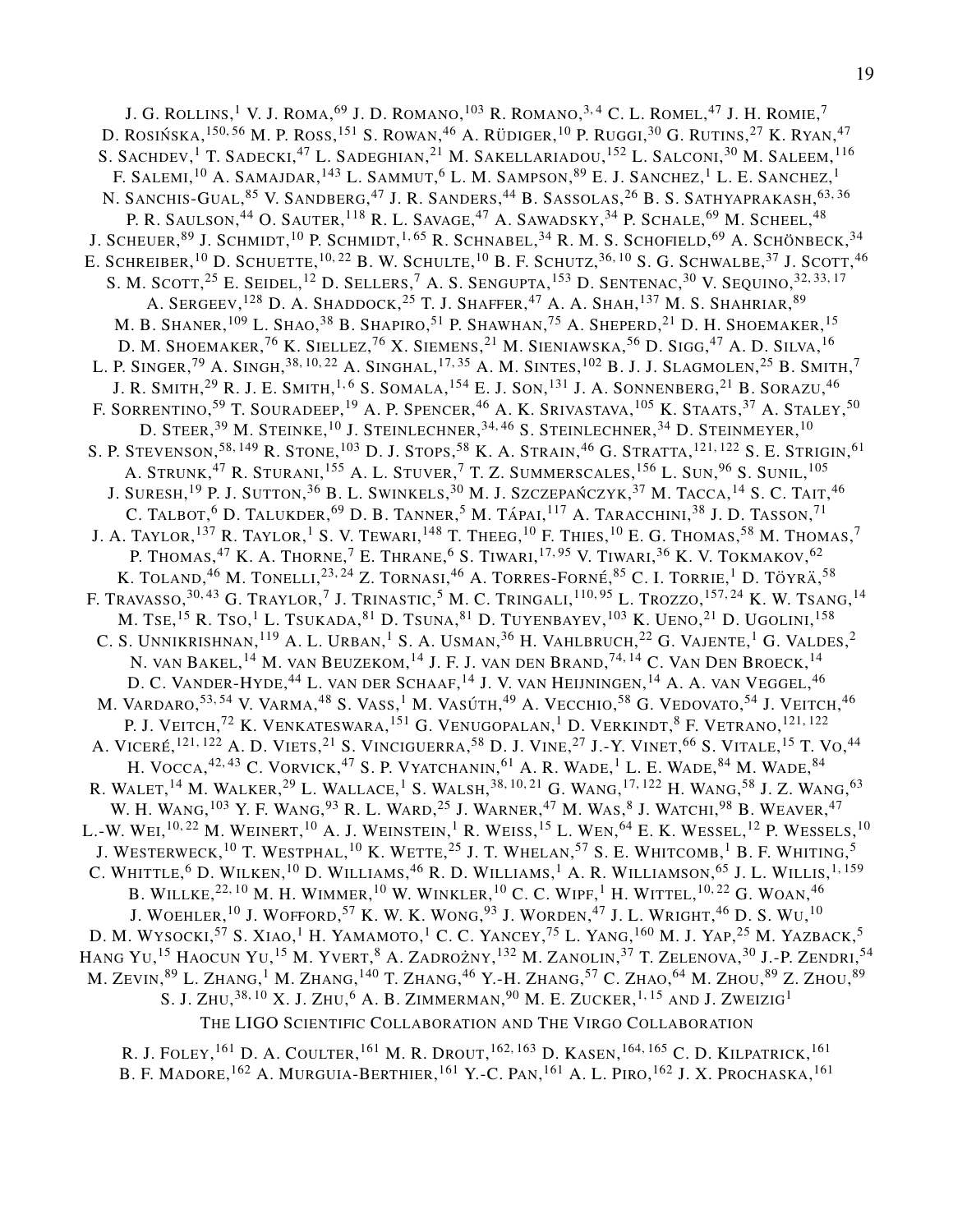J. G. Rollins,[1] V. J. Roma,[69] J. D. Romano,[103] R. Romano,[3,4] C. L. Romel,[47] J. H. Romie,[7]
D. Rosińska,[150,56] M. P. Ross,[151] S. Rowan,[46] A. Rüdiger,[10] P. Ruggi,[30] G. Rutins,[27] K. Ryan,[47]
S. Sachdev,[1] T. Sadecki,[47] L. Sadeghian,[21] M. Sakellariadou,[152] L. Salconi,[30] M. Saleem,[116]
F. Salemi,[10] A. Samajdar,[143] L. Sammut,[6] L. M. Sampson,[89] E. J. Sanchez,[1] L. E. Sanchez,[1]
N. Sanchis-Gual,[85] V. Sandberg,[47] J. R. Sanders,[44] B. Sassolas,[26] B. S. Sathyaprakash,[63,36]
P. R. Saulson,[44] O. Sauter,[118] R. L. Savage,[47] A. Sawadsky,[34] P. Schale,[69] M. Scheel,[48]
J. Scheuer,[89] J. Schmidt,[10] P. Schmidt,[1,65] R. Schnabel,[34] R. M. S. Schofield,[69] A. Schönbeck,[34]
E. Schreiber,[10] D. Schuette,[10,22] B. W. Schulte,[10] B. F. Schutz,[36,10] S. G. Schwalbe,[37] J. Scott,[46]
S. M. Scott,[25] E. Seidel,[12] D. Sellers,[7] A. S. Sengupta,[153] D. Sentenac,[30] V. Sequino,[32,33,17]
A. Sergeev,[128] D. A. Shaddock,[25] T. J. Shaffer,[47] A. A. Shah,[137] M. S. Shahriar,[89]
M. B. Shaner,[109] L. Shao,[38] B. Shapiro,[51] P. Shawhan,[75] A. Sheperd,[21] D. H. Shoemaker,[15]
D. M. Shoemaker,[76] K. Siellez,[76] X. Siemens,[21] M. Sieniawska,[56] D. Sigg,[47] A. D. Silva,[16]
L. P. Singer,[79] A. Singh,[38,10,22] A. Singhal,[17,35] A. M. Sintes,[102] B. J. J. Slagmolen,[25] B. Smith,[7]
J. R. Smith,[29] R. J. E. Smith,[1,6] S. Somala,[154] E. J. Son,[131] J. A. Sonnenberg,[21] B. Sorazu,[46]
F. Sorrentino,[59] T. Souradeep,[19] A. P. Spencer,[46] A. K. Srivastava,[105] K. Staats,[37] A. Staley,[50]
D. Steer,[39] M. Steinke,[10] J. Steinlechner,[34,46] S. Steinlechner,[34] D. Steinmeyer,[10]
S. P. Stevenson,[58,149] R. Stone,[103] D. J. Stops,[58] K. A. Strain,[46] G. Stratta,[121,122] S. E. Strigin,[61]
A. Strunk,[47] R. Sturani,[155] A. L. Stuver,[7] T. Z. Summerscales,[156] L. Sun,[96] S. Sunil,[105]
J. Suresh,[19] P. J. Sutton,[36] B. L. Swinkels,[30] M. J. Szczepańczyk,[37] M. Tacca,[14] S. C. Tait,[46]
C. Talbot,[6] D. Talukder,[69] D. B. Tanner,[5] M. Tápai,[117] A. Taracchini,[38] J. D. Tasson,[71]
J. A. Taylor,[137] R. Taylor,[1] S. V. Tewari,[148] T. Theeg,[10] F. Thies,[10] E. G. Thomas,[58] M. Thomas,[7]
P. Thomas,[47] K. A. Thorne,[7] E. Thrane,[6] S. Tiwari,[17,95] V. Tiwari,[36] K. V. Tokmakov,[62]
K. Toland,[46] M. Tonelli,[23,24] Z. Tornasi,[46] A. Torres-Forné,[85] C. I. Torrie,[1] D. Töyrä,[58]
F. Travasso,[30,43] G. Traylor,[7] J. Trinastic,[5] M. C. Tringali,[110,95] L. Trozzo,[157,24] K. W. Tsang,[14]
M. Tse,[15] R. Tso,[1] L. Tsukada,[81] D. Tsuna,[81] D. Tuyenbayev,[103] K. Ueno,[21] D. Ugolini,[158]
C. S. Unnikrishnan,[119] A. L. Urban,[1] S. A. Usman,[36] H. Vahlbruch,[22] G. Vajente,[1] G. Valdes,[2]
N. van Bakel,[14] M. van Beuzekom,[14] J. F. J. van den Brand,[74,14] C. Van Den Broeck,[14]
D. C. Vander-Hyde,[44] L. van der Schaaf,[14] J. V. van Heijningen,[14] A. A. van Veggel,[46]
M. Vardaro,[53,54] V. Varma,[48] S. Vass,[1] M. Vasúth,[49] A. Vecchio,[58] G. Vedovato,[54] J. Veitch,[46]
P. J. Veitch,[72] K. Venkateswara,[151] G. Venugopalan,[1] D. Verkindt,[8] F. Vetrano,[121,122]
A. Viceré,[121,122] A. D. Viets,[21] S. Vinciguerra,[58] D. J. Vine,[27] J.-Y. Vinet,[66] S. Vitale,[15] T. Vo,[44]
H. Vocca,[42,43] C. Vorvick,[47] S. P. Vyatchanin,[61] A. R. Wade,[1] L. E. Wade,[84] M. Wade,[84]
R. Walet,[14] M. Walker,[29] L. Wallace,[1] S. Walsh,[38,10,21] G. Wang,[17,122] H. Wang,[58] J. Z. Wang,[63]
W. H. Wang,[103] Y. F. Wang,[93] R. L. Ward,[25] J. Warner,[47] M. Was,[8] J. Watchi,[98] B. Weaver,[47]
L.-W. Wei,[10,22] M. Weinert,[10] A. J. Weinstein,[1] R. Weiss,[15] L. Wen,[64] E. K. Wessel,[12] P. Wessels,[10]
J. Westerweck,[10] T. Westphal,[10] K. Wette,[25] J. T. Whelan,[57] S. E. Whitcomb,[1] B. F. Whiting,[5]
C. Whittle,[6] D. Wilken,[10] D. Williams,[46] R. D. Williams,[1] A. R. Williamson,[65] J. L. Willis,[1,159]
B. Willke,[22,10] M. H. Wimmer,[10] W. Winkler,[10] C. C. Wipf,[1] H. Wittel,[10,22] G. Woan,[46]
J. Woehler,[10] J. Wofford,[57] K. W. K. Wong,[93] J. Worden,[47] J. L. Wright,[46] D. S. Wu,[10]
D. M. Wysocki,[57] S. Xiao,[1] H. Yamamoto,[1] C. C. Yancey,[75] L. Yang,[160] M. J. Yap,[25] M. Yazback,[5]
Hang Yu,[15] Haocun Yu,[15] M. Yvert,[8] A. Zadrożny,[132] M. Zanolin,[37] T. Zelenova,[30] J.-P. Zendri,[54]
M. Zevin,[89] L. Zhang,[1] M. Zhang,[140] T. Zhang,[46] Y.-H. Zhang,[57] C. Zhao,[64] M. Zhou,[89] Z. Zhou,[89]
S. J. Zhu,[38,10] X. J. Zhu,[6] A. B. Zimmerman,[90] M. E. Zucker,[1,15] and J. Zweizig[1]

The LIGO Scientific Collaboration and The Virgo Collaboration

R. J. Foley,[161] D. A. Coulter,[161] M. R. Drout,[162,163] D. Kasen,[164,165] C. D. Kilpatrick,[161]
B. F. Madore,[162] A. Murguia-Berthier,[161] Y.-C. Pan,[161] A. L. Piro,[162] J. X. Prochaska,[161]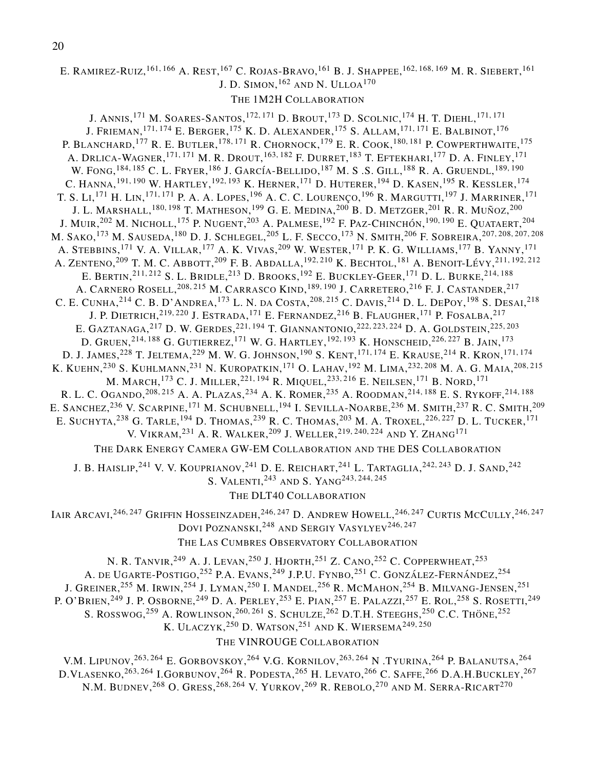E. Ramirez-Ruiz,[161,166] A. Rest,[167] C. Rojas-Bravo,[161] B. J. Shappee,[162,168,169] M. R. Siebert,[161] J. D. Simon,[162] and N. Ulloa[170]

The 1M2H Collaboration

J. Annis,[171] M. Soares-Santos,[172,171] D. Brout,[173] D. Scolnic,[174] H. T. Diehl,[171,171] J. Frieman,[171,174] E. Berger,[175] K. D. Alexander,[175] S. Allam,[171,171] E. Balbinot,[176] P. Blanchard,[177] R. E. Butler,[178,171] R. Chornock,[179] E. R. Cook,[180,181] P. Cowperthwaite,[175] A. Drlica-Wagner,[171,171] M. R. Drout,[163,182] F. Durret,[183] T. Eftekhari,[177] D. A. Finley,[171] W. Fong,[184,185] C. L. Fryer,[186] J. García-Bellido,[187] M. S .S. Gill,[188] R. A. Gruendl,[189,190] C. Hanna,[191,190] W. Hartley,[192,193] K. Herner,[171] D. Huterer,[194] D. Kasen,[195] R. Kessler,[174] T. S. Li,[171] H. Lin,[171,171] P. A. A. Lopes,[196] A. C. C. Lourenço,[196] R. Margutti,[197] J. Marriner,[171] J. L. Marshall,[180,198] T. Matheson,[199] G. E. Medina,[200] B. D. Metzger,[201] R. R. Muñoz,[200] J. Muir,[202] M. Nicholl,[175] P. Nugent,[203] A. Palmese,[192] F. Paz-Chinchón,[190,190] E. Quataert,[204] M. Sako,[173] M. Sauseda,[180] D. J. Schlegel,[205] L. F. Secco,[173] N. Smith,[206] F. Sobreira,[207,208,207,208] A. Stebbins,[171] V. A. Villar,[177] A. K. Vivas,[209] W. Wester,[171] P. K. G. Williams,[177] B. Yanny,[171] A. Zenteno,[209] T. M. C. Abbott,[209] F. B. Abdalla,[192,210] K. Bechtol,[181] A. Benoit-Lévy,[211,192,212] E. Bertin,[211,212] S. L. Bridle,[213] D. Brooks,[192] E. Buckley-Geer,[171] D. L. Burke,[214,188] A. Carnero Rosell,[208,215] M. Carrasco Kind,[189,190] J. Carretero,[216] F. J. Castander,[217] C. E. Cunha,[214] C. B. D'Andrea,[173] L. N. da Costa,[208,215] C. Davis,[214] D. L. DePoy,[198] S. Desai,[218] J. P. Dietrich,[219,220] J. Estrada,[171] E. Fernandez,[216] B. Flaugher,[171] P. Fosalba,[217] E. Gaztanaga,[217] D. W. Gerdes,[221,194] T. Giannantonio,[222,223,224] D. A. Goldstein,[225,203] D. Gruen,[214,188] G. Gutierrez,[171] W. G. Hartley,[192,193] K. Honscheid,[226,227] B. Jain,[173] D. J. James,[228] T. Jeltema,[229] M. W. G. Johnson,[190] S. Kent,[171,174] E. Krause,[214] R. Kron,[171,174] K. Kuehn,[230] S. Kuhlmann,[231] N. Kuropatkin,[171] O. Lahav,[192] M. Lima,[232,208] M. A. G. Maia,[208,215] M. March,[173] C. J. Miller,[221,194] R. Miquel,[233,216] E. Neilsen,[171] B. Nord,[171] R. L. C. Ogando,[208,215] A. A. Plazas,[234] A. K. Romer,[235] A. Roodman,[214,188] E. S. Rykoff,[214,188] E. Sanchez,[236] V. Scarpine,[171] M. Schubnell,[194] I. Sevilla-Noarbe,[236] M. Smith,[237] R. C. Smith,[209] E. Suchyta,[238] G. Tarle,[194] D. Thomas,[239] R. C. Thomas,[203] M. A. Troxel,[226,227] D. L. Tucker,[171] V. Vikram,[231] A. R. Walker,[209] J. Weller,[219,240,224] and Y. Zhang[171]

The Dark Energy Camera GW-EM Collaboration and the DES Collaboration

J. B. Haislip,[241] V. V. Kouprianov,[241] D. E. Reichart,[241] L. Tartaglia,[242,243] D. J. Sand,[242] S. Valenti,[243] and S. Yang[243,244,245]

The DLT40 Collaboration

Iair Arcavi,[246,247] Griffin Hosseinzadeh,[246,247] D. Andrew Howell,[246,247] Curtis McCully,[246,247] Dovi Poznanski,[248] and Sergiy Vasylyev[246,247]

The Las Cumbres Observatory Collaboration

N. R. Tanvir,[249] A. J. Levan,[250] J. Hjorth,[251] Z. Cano,[252] C. Copperwheat,[253] A. de Ugarte-Postigo,[252] P.A. Evans,[249] J.P.U. Fynbo,[251] C. González-Fernández,[254] J. Greiner,[255] M. Irwin,[254] J. Lyman,[250] I. Mandel,[256] R. McMahon,[254] B. Milvang-Jensen,[251] P. O'Brien,[249] J. P. Osborne,[249] D. A. Perley,[253] E. Pian,[257] E. Palazzi,[257] E. Rol,[258] S. Rosetti,[249] S. Rosswog,[259] A. Rowlinson,[260,261] S. Schulze,[262] D.T.H. Steeghs,[250] C.C. Thöne,[252] K. Ulaczyk,[250] D. Watson,[251] and K. Wiersema[249,250]

The VINROUGE Collaboration

V.M. Lipunov,[263,264] E. Gorbovskoy,[264] V.G. Kornilov,[263,264] N .Tyurina,[264] P. Balanutsa,[264] D.Vlasenko,[263,264] I.Gorbunov,[264] R. Podesta,[265] H. Levato,[266] C. Saffe,[266] D.A.H.Buckley,[267] N.M. Budnev,[268] O. Gress,[268,264] V. Yurkov,[269] R. Rebolo,[270] and M. Serra-Ricart[270]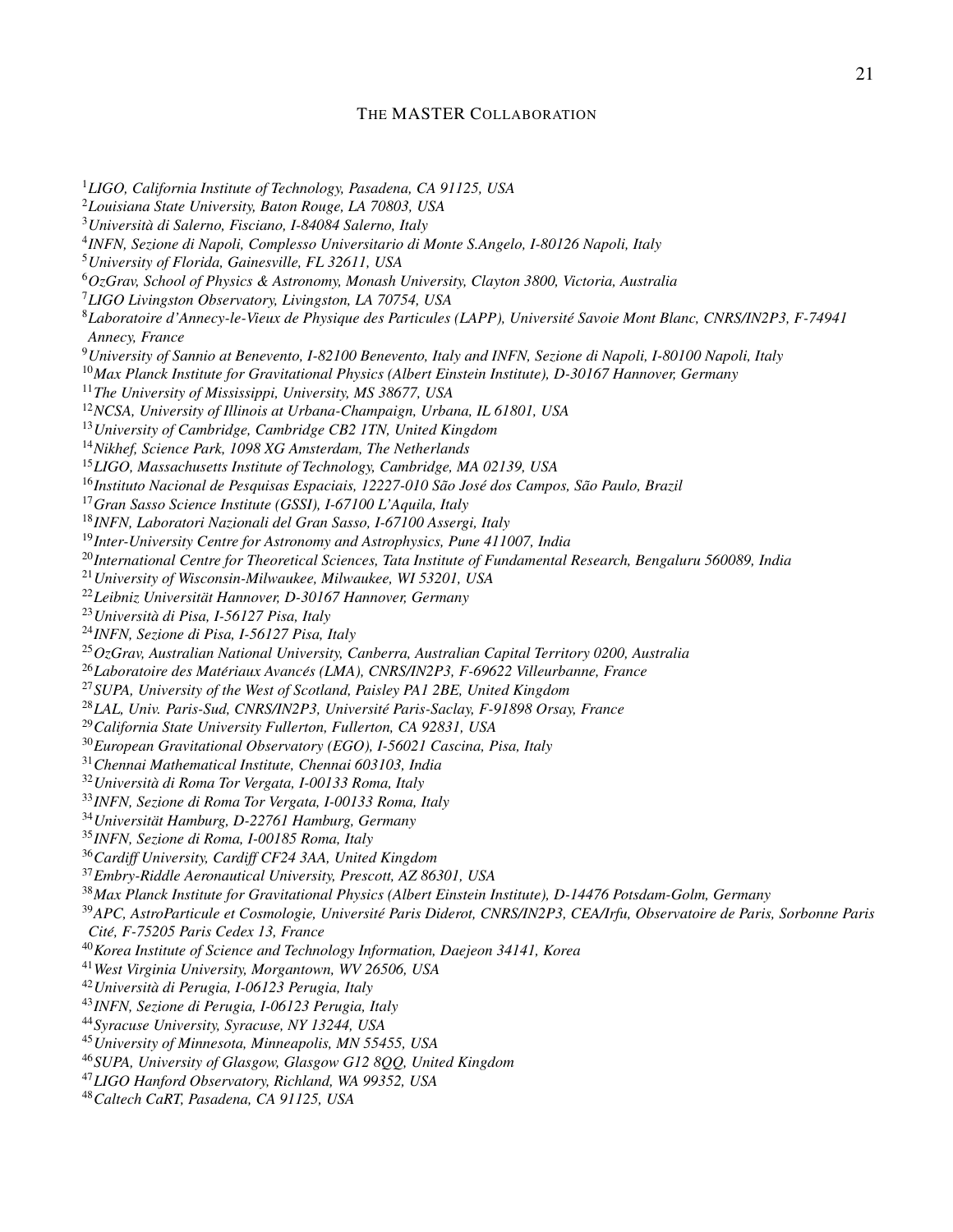THE MASTER COLLABORATION

[1]*LIGO, California Institute of Technology, Pasadena, CA 91125, USA*
[2]*Louisiana State University, Baton Rouge, LA 70803, USA*
[3]*Università di Salerno, Fisciano, I-84084 Salerno, Italy*
[4]*INFN, Sezione di Napoli, Complesso Universitario di Monte S.Angelo, I-80126 Napoli, Italy*
[5]*University of Florida, Gainesville, FL 32611, USA*
[6]*OzGrav, School of Physics & Astronomy, Monash University, Clayton 3800, Victoria, Australia*
[7]*LIGO Livingston Observatory, Livingston, LA 70754, USA*
[8]*Laboratoire d'Annecy-le-Vieux de Physique des Particules (LAPP), Université Savoie Mont Blanc, CNRS/IN2P3, F-74941 Annecy, France*
[9]*University of Sannio at Benevento, I-82100 Benevento, Italy and INFN, Sezione di Napoli, I-80100 Napoli, Italy*
[10]*Max Planck Institute for Gravitational Physics (Albert Einstein Institute), D-30167 Hannover, Germany*
[11]*The University of Mississippi, University, MS 38677, USA*
[12]*NCSA, University of Illinois at Urbana-Champaign, Urbana, IL 61801, USA*
[13]*University of Cambridge, Cambridge CB2 1TN, United Kingdom*
[14]*Nikhef, Science Park, 1098 XG Amsterdam, The Netherlands*
[15]*LIGO, Massachusetts Institute of Technology, Cambridge, MA 02139, USA*
[16]*Instituto Nacional de Pesquisas Espaciais, 12227-010 São José dos Campos, São Paulo, Brazil*
[17]*Gran Sasso Science Institute (GSSI), I-67100 L'Aquila, Italy*
[18]*INFN, Laboratori Nazionali del Gran Sasso, I-67100 Assergi, Italy*
[19]*Inter-University Centre for Astronomy and Astrophysics, Pune 411007, India*
[20]*International Centre for Theoretical Sciences, Tata Institute of Fundamental Research, Bengaluru 560089, India*
[21]*University of Wisconsin-Milwaukee, Milwaukee, WI 53201, USA*
[22]*Leibniz Universität Hannover, D-30167 Hannover, Germany*
[23]*Università di Pisa, I-56127 Pisa, Italy*
[24]*INFN, Sezione di Pisa, I-56127 Pisa, Italy*
[25]*OzGrav, Australian National University, Canberra, Australian Capital Territory 0200, Australia*
[26]*Laboratoire des Matériaux Avancés (LMA), CNRS/IN2P3, F-69622 Villeurbanne, France*
[27]*SUPA, University of the West of Scotland, Paisley PA1 2BE, United Kingdom*
[28]*LAL, Univ. Paris-Sud, CNRS/IN2P3, Université Paris-Saclay, F-91898 Orsay, France*
[29]*California State University Fullerton, Fullerton, CA 92831, USA*
[30]*European Gravitational Observatory (EGO), I-56021 Cascina, Pisa, Italy*
[31]*Chennai Mathematical Institute, Chennai 603103, India*
[32]*Università di Roma Tor Vergata, I-00133 Roma, Italy*
[33]*INFN, Sezione di Roma Tor Vergata, I-00133 Roma, Italy*
[34]*Universität Hamburg, D-22761 Hamburg, Germany*
[35]*INFN, Sezione di Roma, I-00185 Roma, Italy*
[36]*Cardiff University, Cardiff CF24 3AA, United Kingdom*
[37]*Embry-Riddle Aeronautical University, Prescott, AZ 86301, USA*
[38]*Max Planck Institute for Gravitational Physics (Albert Einstein Institute), D-14476 Potsdam-Golm, Germany*
[39]*APC, AstroParticule et Cosmologie, Université Paris Diderot, CNRS/IN2P3, CEA/Irfu, Observatoire de Paris, Sorbonne Paris Cité, F-75205 Paris Cedex 13, France*
[40]*Korea Institute of Science and Technology Information, Daejeon 34141, Korea*
[41]*West Virginia University, Morgantown, WV 26506, USA*
[42]*Università di Perugia, I-06123 Perugia, Italy*
[43]*INFN, Sezione di Perugia, I-06123 Perugia, Italy*
[44]*Syracuse University, Syracuse, NY 13244, USA*
[45]*University of Minnesota, Minneapolis, MN 55455, USA*
[46]*SUPA, University of Glasgow, Glasgow G12 8QQ, United Kingdom*
[47]*LIGO Hanford Observatory, Richland, WA 99352, USA*
[48]*Caltech CaRT, Pasadena, CA 91125, USA*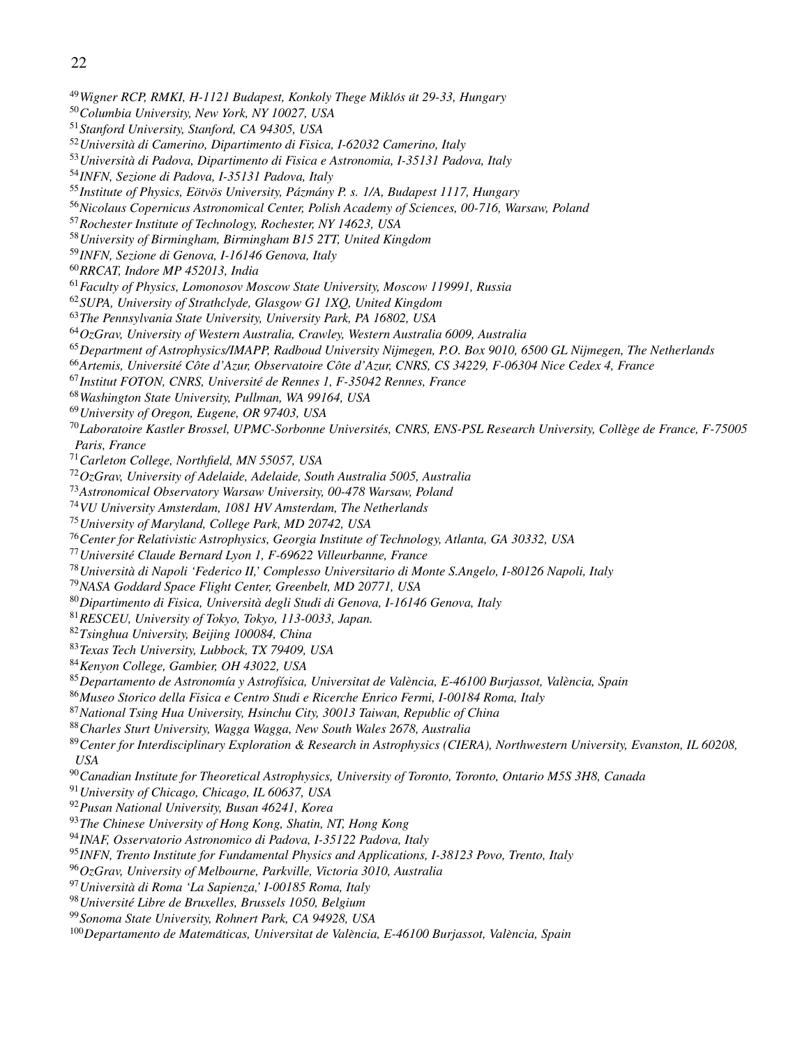[49]*Wigner RCP, RMKI, H-1121 Budapest, Konkoly Thege Miklós út 29-33, Hungary*
[50]*Columbia University, New York, NY 10027, USA*
[51]*Stanford University, Stanford, CA 94305, USA*
[52]*Università di Camerino, Dipartimento di Fisica, I-62032 Camerino, Italy*
[53]*Università di Padova, Dipartimento di Fisica e Astronomia, I-35131 Padova, Italy*
[54]*INFN, Sezione di Padova, I-35131 Padova, Italy*
[55]*Institute of Physics, Eötvös University, Pázmány P. s. 1/A, Budapest 1117, Hungary*
[56]*Nicolaus Copernicus Astronomical Center, Polish Academy of Sciences, 00-716, Warsaw, Poland*
[57]*Rochester Institute of Technology, Rochester, NY 14623, USA*
[58]*University of Birmingham, Birmingham B15 2TT, United Kingdom*
[59]*INFN, Sezione di Genova, I-16146 Genova, Italy*
[60]*RRCAT, Indore MP 452013, India*
[61]*Faculty of Physics, Lomonosov Moscow State University, Moscow 119991, Russia*
[62]*SUPA, University of Strathclyde, Glasgow G1 1XQ, United Kingdom*
[63]*The Pennsylvania State University, University Park, PA 16802, USA*
[64]*OzGrav, University of Western Australia, Crawley, Western Australia 6009, Australia*
[65]*Department of Astrophysics/IMAPP, Radboud University Nijmegen, P.O. Box 9010, 6500 GL Nijmegen, The Netherlands*
[66]*Artemis, Université Côte d'Azur, Observatoire Côte d'Azur, CNRS, CS 34229, F-06304 Nice Cedex 4, France*
[67]*Institut FOTON, CNRS, Université de Rennes 1, F-35042 Rennes, France*
[68]*Washington State University, Pullman, WA 99164, USA*
[69]*University of Oregon, Eugene, OR 97403, USA*
[70]*Laboratoire Kastler Brossel, UPMC-Sorbonne Universités, CNRS, ENS-PSL Research University, Collège de France, F-75005 Paris, France*
[71]*Carleton College, Northfield, MN 55057, USA*
[72]*OzGrav, University of Adelaide, Adelaide, South Australia 5005, Australia*
[73]*Astronomical Observatory Warsaw University, 00-478 Warsaw, Poland*
[74]*VU University Amsterdam, 1081 HV Amsterdam, The Netherlands*
[75]*University of Maryland, College Park, MD 20742, USA*
[76]*Center for Relativistic Astrophysics, Georgia Institute of Technology, Atlanta, GA 30332, USA*
[77]*Université Claude Bernard Lyon 1, F-69622 Villeurbanne, France*
[78]*Università di Napoli 'Federico II,' Complesso Universitario di Monte S.Angelo, I-80126 Napoli, Italy*
[79]*NASA Goddard Space Flight Center, Greenbelt, MD 20771, USA*
[80]*Dipartimento di Fisica, Università degli Studi di Genova, I-16146 Genova, Italy*
[81]*RESCEU, University of Tokyo, Tokyo, 113-0033, Japan.*
[82]*Tsinghua University, Beijing 100084, China*
[83]*Texas Tech University, Lubbock, TX 79409, USA*
[84]*Kenyon College, Gambier, OH 43022, USA*
[85]*Departamento de Astronomía y Astrofísica, Universitat de València, E-46100 Burjassot, València, Spain*
[86]*Museo Storico della Fisica e Centro Studi e Ricerche Enrico Fermi, I-00184 Roma, Italy*
[87]*National Tsing Hua University, Hsinchu City, 30013 Taiwan, Republic of China*
[88]*Charles Sturt University, Wagga Wagga, New South Wales 2678, Australia*
[89]*Center for Interdisciplinary Exploration & Research in Astrophysics (CIERA), Northwestern University, Evanston, IL 60208, USA*
[90]*Canadian Institute for Theoretical Astrophysics, University of Toronto, Toronto, Ontario M5S 3H8, Canada*
[91]*University of Chicago, Chicago, IL 60637, USA*
[92]*Pusan National University, Busan 46241, Korea*
[93]*The Chinese University of Hong Kong, Shatin, NT, Hong Kong*
[94]*INAF, Osservatorio Astronomico di Padova, I-35122 Padova, Italy*
[95]*INFN, Trento Institute for Fundamental Physics and Applications, I-38123 Povo, Trento, Italy*
[96]*OzGrav, University of Melbourne, Parkville, Victoria 3010, Australia*
[97]*Università di Roma 'La Sapienza,' I-00185 Roma, Italy*
[98]*Université Libre de Bruxelles, Brussels 1050, Belgium*
[99]*Sonoma State University, Rohnert Park, CA 94928, USA*
[100]*Departamento de Matemáticas, Universitat de València, E-46100 Burjassot, València, Spain*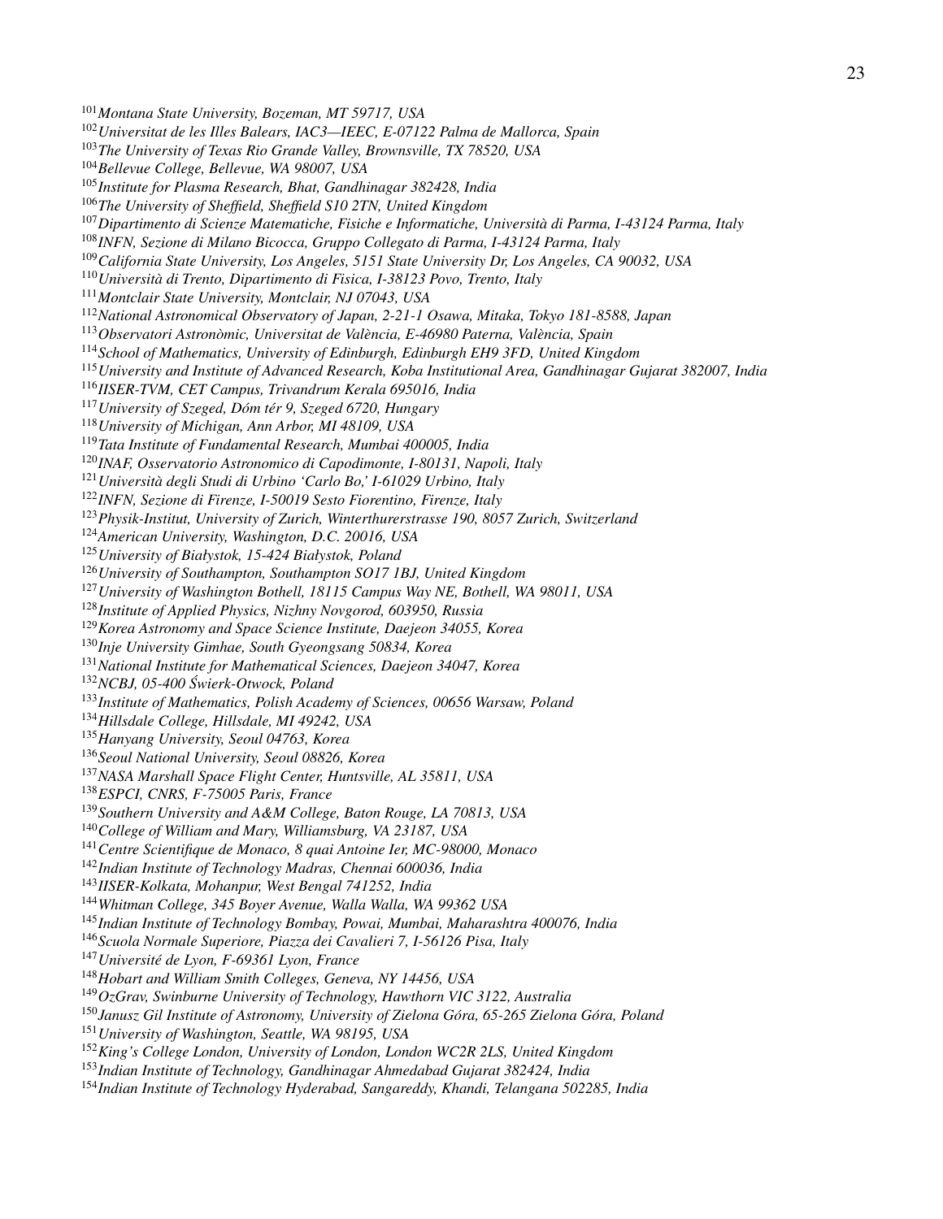[101]*Montana State University, Bozeman, MT 59717, USA*
[102]*Universitat de les Illes Balears, IAC3—IEEC, E-07122 Palma de Mallorca, Spain*
[103]*The University of Texas Rio Grande Valley, Brownsville, TX 78520, USA*
[104]*Bellevue College, Bellevue, WA 98007, USA*
[105]*Institute for Plasma Research, Bhat, Gandhinagar 382428, India*
[106]*The University of Sheffield, Sheffield S10 2TN, United Kingdom*
[107]*Dipartimento di Scienze Matematiche, Fisiche e Informatiche, Università di Parma, I-43124 Parma, Italy*
[108]*INFN, Sezione di Milano Bicocca, Gruppo Collegato di Parma, I-43124 Parma, Italy*
[109]*California State University, Los Angeles, 5151 State University Dr, Los Angeles, CA 90032, USA*
[110]*Università di Trento, Dipartimento di Fisica, I-38123 Povo, Trento, Italy*
[111]*Montclair State University, Montclair, NJ 07043, USA*
[112]*National Astronomical Observatory of Japan, 2-21-1 Osawa, Mitaka, Tokyo 181-8588, Japan*
[113]*Observatori Astronòmic, Universitat de València, E-46980 Paterna, València, Spain*
[114]*School of Mathematics, University of Edinburgh, Edinburgh EH9 3FD, United Kingdom*
[115]*University and Institute of Advanced Research, Koba Institutional Area, Gandhinagar Gujarat 382007, India*
[116]*IISER-TVM, CET Campus, Trivandrum Kerala 695016, India*
[117]*University of Szeged, Dóm tér 9, Szeged 6720, Hungary*
[118]*University of Michigan, Ann Arbor, MI 48109, USA*
[119]*Tata Institute of Fundamental Research, Mumbai 400005, India*
[120]*INAF, Osservatorio Astronomico di Capodimonte, I-80131, Napoli, Italy*
[121]*Università degli Studi di Urbino 'Carlo Bo,' I-61029 Urbino, Italy*
[122]*INFN, Sezione di Firenze, I-50019 Sesto Fiorentino, Firenze, Italy*
[123]*Physik-Institut, University of Zurich, Winterthurerstrasse 190, 8057 Zurich, Switzerland*
[124]*American University, Washington, D.C. 20016, USA*
[125]*University of Białystok, 15-424 Białystok, Poland*
[126]*University of Southampton, Southampton SO17 1BJ, United Kingdom*
[127]*University of Washington Bothell, 18115 Campus Way NE, Bothell, WA 98011, USA*
[128]*Institute of Applied Physics, Nizhny Novgorod, 603950, Russia*
[129]*Korea Astronomy and Space Science Institute, Daejeon 34055, Korea*
[130]*Inje University Gimhae, South Gyeongsang 50834, Korea*
[131]*National Institute for Mathematical Sciences, Daejeon 34047, Korea*
[132]*NCBJ, 05-400 Świerk-Otwock, Poland*
[133]*Institute of Mathematics, Polish Academy of Sciences, 00656 Warsaw, Poland*
[134]*Hillsdale College, Hillsdale, MI 49242, USA*
[135]*Hanyang University, Seoul 04763, Korea*
[136]*Seoul National University, Seoul 08826, Korea*
[137]*NASA Marshall Space Flight Center, Huntsville, AL 35811, USA*
[138]*ESPCI, CNRS, F-75005 Paris, France*
[139]*Southern University and A&M College, Baton Rouge, LA 70813, USA*
[140]*College of William and Mary, Williamsburg, VA 23187, USA*
[141]*Centre Scientifique de Monaco, 8 quai Antoine Ier, MC-98000, Monaco*
[142]*Indian Institute of Technology Madras, Chennai 600036, India*
[143]*IISER-Kolkata, Mohanpur, West Bengal 741252, India*
[144]*Whitman College, 345 Boyer Avenue, Walla Walla, WA 99362 USA*
[145]*Indian Institute of Technology Bombay, Powai, Mumbai, Maharashtra 400076, India*
[146]*Scuola Normale Superiore, Piazza dei Cavalieri 7, I-56126 Pisa, Italy*
[147]*Université de Lyon, F-69361 Lyon, France*
[148]*Hobart and William Smith Colleges, Geneva, NY 14456, USA*
[149]*OzGrav, Swinburne University of Technology, Hawthorn VIC 3122, Australia*
[150]*Janusz Gil Institute of Astronomy, University of Zielona Góra, 65-265 Zielona Góra, Poland*
[151]*University of Washington, Seattle, WA 98195, USA*
[152]*King's College London, University of London, London WC2R 2LS, United Kingdom*
[153]*Indian Institute of Technology, Gandhinagar Ahmedabad Gujarat 382424, India*
[154]*Indian Institute of Technology Hyderabad, Sangareddy, Khandi, Telangana 502285, India*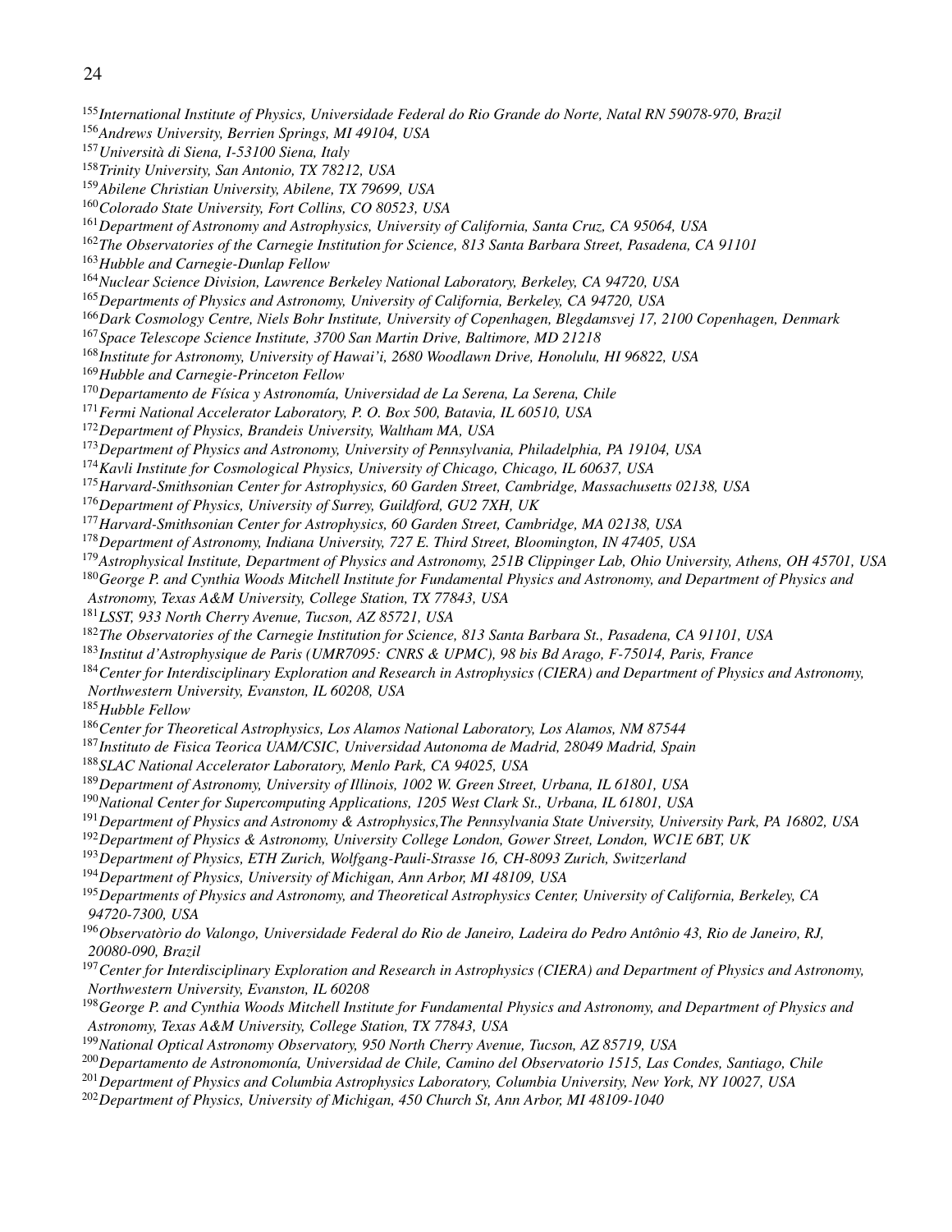[155] *International Institute of Physics, Universidade Federal do Rio Grande do Norte, Natal RN 59078-970, Brazil*
[156] *Andrews University, Berrien Springs, MI 49104, USA*
[157] *Università di Siena, I-53100 Siena, Italy*
[158] *Trinity University, San Antonio, TX 78212, USA*
[159] *Abilene Christian University, Abilene, TX 79699, USA*
[160] *Colorado State University, Fort Collins, CO 80523, USA*
[161] *Department of Astronomy and Astrophysics, University of California, Santa Cruz, CA 95064, USA*
[162] *The Observatories of the Carnegie Institution for Science, 813 Santa Barbara Street, Pasadena, CA 91101*
[163] *Hubble and Carnegie-Dunlap Fellow*
[164] *Nuclear Science Division, Lawrence Berkeley National Laboratory, Berkeley, CA 94720, USA*
[165] *Departments of Physics and Astronomy, University of California, Berkeley, CA 94720, USA*
[166] *Dark Cosmology Centre, Niels Bohr Institute, University of Copenhagen, Blegdamsvej 17, 2100 Copenhagen, Denmark*
[167] *Space Telescope Science Institute, 3700 San Martin Drive, Baltimore, MD 21218*
[168] *Institute for Astronomy, University of Hawai'i, 2680 Woodlawn Drive, Honolulu, HI 96822, USA*
[169] *Hubble and Carnegie-Princeton Fellow*
[170] *Departamento de Física y Astronomía, Universidad de La Serena, La Serena, Chile*
[171] *Fermi National Accelerator Laboratory, P. O. Box 500, Batavia, IL 60510, USA*
[172] *Department of Physics, Brandeis University, Waltham MA, USA*
[173] *Department of Physics and Astronomy, University of Pennsylvania, Philadelphia, PA 19104, USA*
[174] *Kavli Institute for Cosmological Physics, University of Chicago, Chicago, IL 60637, USA*
[175] *Harvard-Smithsonian Center for Astrophysics, 60 Garden Street, Cambridge, Massachusetts 02138, USA*
[176] *Department of Physics, University of Surrey, Guildford, GU2 7XH, UK*
[177] *Harvard-Smithsonian Center for Astrophysics, 60 Garden Street, Cambridge, MA 02138, USA*
[178] *Department of Astronomy, Indiana University, 727 E. Third Street, Bloomington, IN 47405, USA*
[179] *Astrophysical Institute, Department of Physics and Astronomy, 251B Clippinger Lab, Ohio University, Athens, OH 45701, USA*
[180] *George P. and Cynthia Woods Mitchell Institute for Fundamental Physics and Astronomy, and Department of Physics and Astronomy, Texas A&M University, College Station, TX 77843, USA*
[181] *LSST, 933 North Cherry Avenue, Tucson, AZ 85721, USA*
[182] *The Observatories of the Carnegie Institution for Science, 813 Santa Barbara St., Pasadena, CA 91101, USA*
[183] *Institut d'Astrophysique de Paris (UMR7095: CNRS & UPMC), 98 bis Bd Arago, F-75014, Paris, France*
[184] *Center for Interdisciplinary Exploration and Research in Astrophysics (CIERA) and Department of Physics and Astronomy, Northwestern University, Evanston, IL 60208, USA*
[185] *Hubble Fellow*
[186] *Center for Theoretical Astrophysics, Los Alamos National Laboratory, Los Alamos, NM 87544*
[187] *Instituto de Fisica Teorica UAM/CSIC, Universidad Autonoma de Madrid, 28049 Madrid, Spain*
[188] *SLAC National Accelerator Laboratory, Menlo Park, CA 94025, USA*
[189] *Department of Astronomy, University of Illinois, 1002 W. Green Street, Urbana, IL 61801, USA*
[190] *National Center for Supercomputing Applications, 1205 West Clark St., Urbana, IL 61801, USA*
[191] *Department of Physics and Astronomy & Astrophysics,The Pennsylvania State University, University Park, PA 16802, USA*
[192] *Department of Physics & Astronomy, University College London, Gower Street, London, WC1E 6BT, UK*
[193] *Department of Physics, ETH Zurich, Wolfgang-Pauli-Strasse 16, CH-8093 Zurich, Switzerland*
[194] *Department of Physics, University of Michigan, Ann Arbor, MI 48109, USA*
[195] *Departments of Physics and Astronomy, and Theoretical Astrophysics Center, University of California, Berkeley, CA 94720-7300, USA*
[196] *Observatòrio do Valongo, Universidade Federal do Rio de Janeiro, Ladeira do Pedro Antônio 43, Rio de Janeiro, RJ, 20080-090, Brazil*
[197] *Center for Interdisciplinary Exploration and Research in Astrophysics (CIERA) and Department of Physics and Astronomy, Northwestern University, Evanston, IL 60208*
[198] *George P. and Cynthia Woods Mitchell Institute for Fundamental Physics and Astronomy, and Department of Physics and Astronomy, Texas A&M University, College Station, TX 77843, USA*
[199] *National Optical Astronomy Observatory, 950 North Cherry Avenue, Tucson, AZ 85719, USA*
[200] *Departamento de Astronomonía, Universidad de Chile, Camino del Observatorio 1515, Las Condes, Santiago, Chile*
[201] *Department of Physics and Columbia Astrophysics Laboratory, Columbia University, New York, NY 10027, USA*
[202] *Department of Physics, University of Michigan, 450 Church St, Ann Arbor, MI 48109-1040*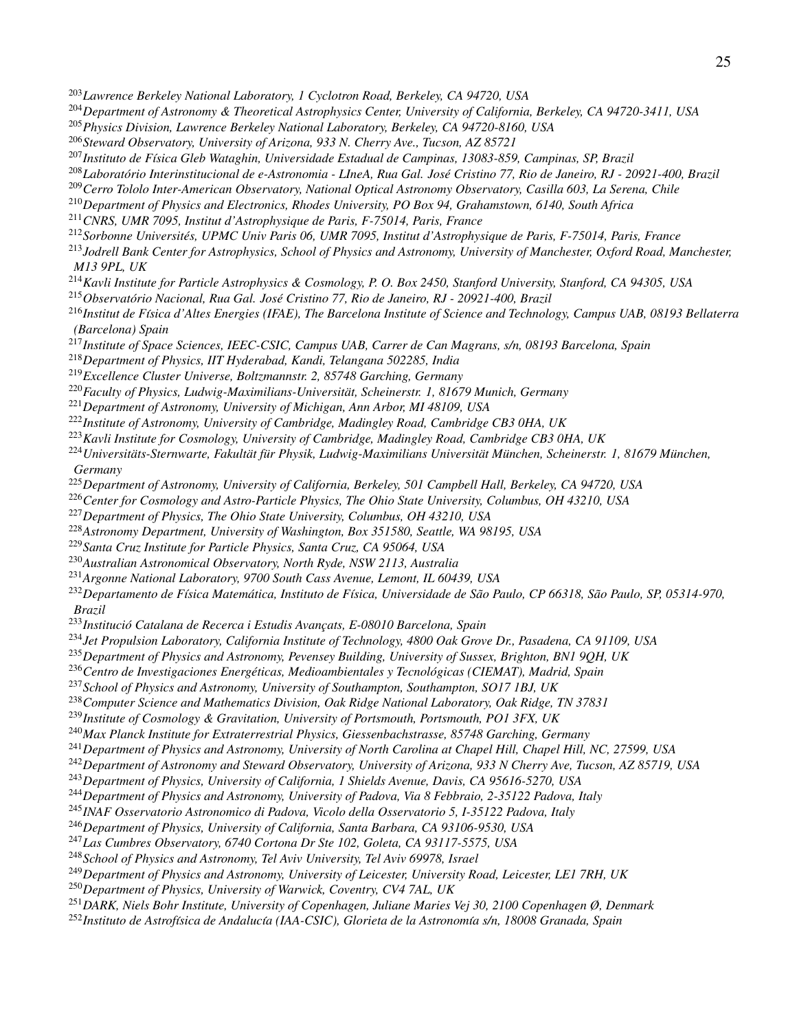[203]*Lawrence Berkeley National Laboratory, 1 Cyclotron Road, Berkeley, CA 94720, USA*
[204]*Department of Astronomy & Theoretical Astrophysics Center, University of California, Berkeley, CA 94720-3411, USA*
[205]*Physics Division, Lawrence Berkeley National Laboratory, Berkeley, CA 94720-8160, USA*
[206]*Steward Observatory, University of Arizona, 933 N. Cherry Ave., Tucson, AZ 85721*
[207]*Instituto de Física Gleb Wataghin, Universidade Estadual de Campinas, 13083-859, Campinas, SP, Brazil*
[208]*Laboratório Interinstitucional de e-Astronomia - LIneA, Rua Gal. José Cristino 77, Rio de Janeiro, RJ - 20921-400, Brazil*
[209]*Cerro Tololo Inter-American Observatory, National Optical Astronomy Observatory, Casilla 603, La Serena, Chile*
[210]*Department of Physics and Electronics, Rhodes University, PO Box 94, Grahamstown, 6140, South Africa*
[211]*CNRS, UMR 7095, Institut d'Astrophysique de Paris, F-75014, Paris, France*
[212]*Sorbonne Universités, UPMC Univ Paris 06, UMR 7095, Institut d'Astrophysique de Paris, F-75014, Paris, France*
[213]*Jodrell Bank Center for Astrophysics, School of Physics and Astronomy, University of Manchester, Oxford Road, Manchester, M13 9PL, UK*
[214]*Kavli Institute for Particle Astrophysics & Cosmology, P. O. Box 2450, Stanford University, Stanford, CA 94305, USA*
[215]*Observatório Nacional, Rua Gal. José Cristino 77, Rio de Janeiro, RJ - 20921-400, Brazil*
[216]*Institut de Física d'Altes Energies (IFAE), The Barcelona Institute of Science and Technology, Campus UAB, 08193 Bellaterra (Barcelona) Spain*
[217]*Institute of Space Sciences, IEEC-CSIC, Campus UAB, Carrer de Can Magrans, s/n, 08193 Barcelona, Spain*
[218]*Department of Physics, IIT Hyderabad, Kandi, Telangana 502285, India*
[219]*Excellence Cluster Universe, Boltzmannstr. 2, 85748 Garching, Germany*
[220]*Faculty of Physics, Ludwig-Maximilians-Universität, Scheinerstr. 1, 81679 Munich, Germany*
[221]*Department of Astronomy, University of Michigan, Ann Arbor, MI 48109, USA*
[222]*Institute of Astronomy, University of Cambridge, Madingley Road, Cambridge CB3 0HA, UK*
[223]*Kavli Institute for Cosmology, University of Cambridge, Madingley Road, Cambridge CB3 0HA, UK*
[224]*Universitäts-Sternwarte, Fakultät für Physik, Ludwig-Maximilians Universität München, Scheinerstr. 1, 81679 München, Germany*
[225]*Department of Astronomy, University of California, Berkeley, 501 Campbell Hall, Berkeley, CA 94720, USA*
[226]*Center for Cosmology and Astro-Particle Physics, The Ohio State University, Columbus, OH 43210, USA*
[227]*Department of Physics, The Ohio State University, Columbus, OH 43210, USA*
[228]*Astronomy Department, University of Washington, Box 351580, Seattle, WA 98195, USA*
[229]*Santa Cruz Institute for Particle Physics, Santa Cruz, CA 95064, USA*
[230]*Australian Astronomical Observatory, North Ryde, NSW 2113, Australia*
[231]*Argonne National Laboratory, 9700 South Cass Avenue, Lemont, IL 60439, USA*
[232]*Departamento de Física Matemática, Instituto de Física, Universidade de São Paulo, CP 66318, São Paulo, SP, 05314-970, Brazil*
[233]*Institució Catalana de Recerca i Estudis Avançats, E-08010 Barcelona, Spain*
[234]*Jet Propulsion Laboratory, California Institute of Technology, 4800 Oak Grove Dr., Pasadena, CA 91109, USA*
[235]*Department of Physics and Astronomy, Pevensey Building, University of Sussex, Brighton, BN1 9QH, UK*
[236]*Centro de Investigaciones Energéticas, Medioambientales y Tecnológicas (CIEMAT), Madrid, Spain*
[237]*School of Physics and Astronomy, University of Southampton, Southampton, SO17 1BJ, UK*
[238]*Computer Science and Mathematics Division, Oak Ridge National Laboratory, Oak Ridge, TN 37831*
[239]*Institute of Cosmology & Gravitation, University of Portsmouth, Portsmouth, PO1 3FX, UK*
[240]*Max Planck Institute for Extraterrestrial Physics, Giessenbachstrasse, 85748 Garching, Germany*
[241]*Department of Physics and Astronomy, University of North Carolina at Chapel Hill, Chapel Hill, NC, 27599, USA*
[242]*Department of Astronomy and Steward Observatory, University of Arizona, 933 N Cherry Ave, Tucson, AZ 85719, USA*
[243]*Department of Physics, University of California, 1 Shields Avenue, Davis, CA 95616-5270, USA*
[244]*Department of Physics and Astronomy, University of Padova, Via 8 Febbraio, 2-35122 Padova, Italy*
[245]*INAF Osservatorio Astronomico di Padova, Vicolo della Osservatorio 5, I-35122 Padova, Italy*
[246]*Department of Physics, University of California, Santa Barbara, CA 93106-9530, USA*
[247]*Las Cumbres Observatory, 6740 Cortona Dr Ste 102, Goleta, CA 93117-5575, USA*
[248]*School of Physics and Astronomy, Tel Aviv University, Tel Aviv 69978, Israel*
[249]*Department of Physics and Astronomy, University of Leicester, University Road, Leicester, LE1 7RH, UK*
[250]*Department of Physics, University of Warwick, Coventry, CV4 7AL, UK*
[251]*DARK, Niels Bohr Institute, University of Copenhagen, Juliane Maries Vej 30, 2100 Copenhagen Ø, Denmark*
[252]*Instituto de Astrofísica de Andalucía (IAA-CSIC), Glorieta de la Astronomía s/n, 18008 Granada, Spain*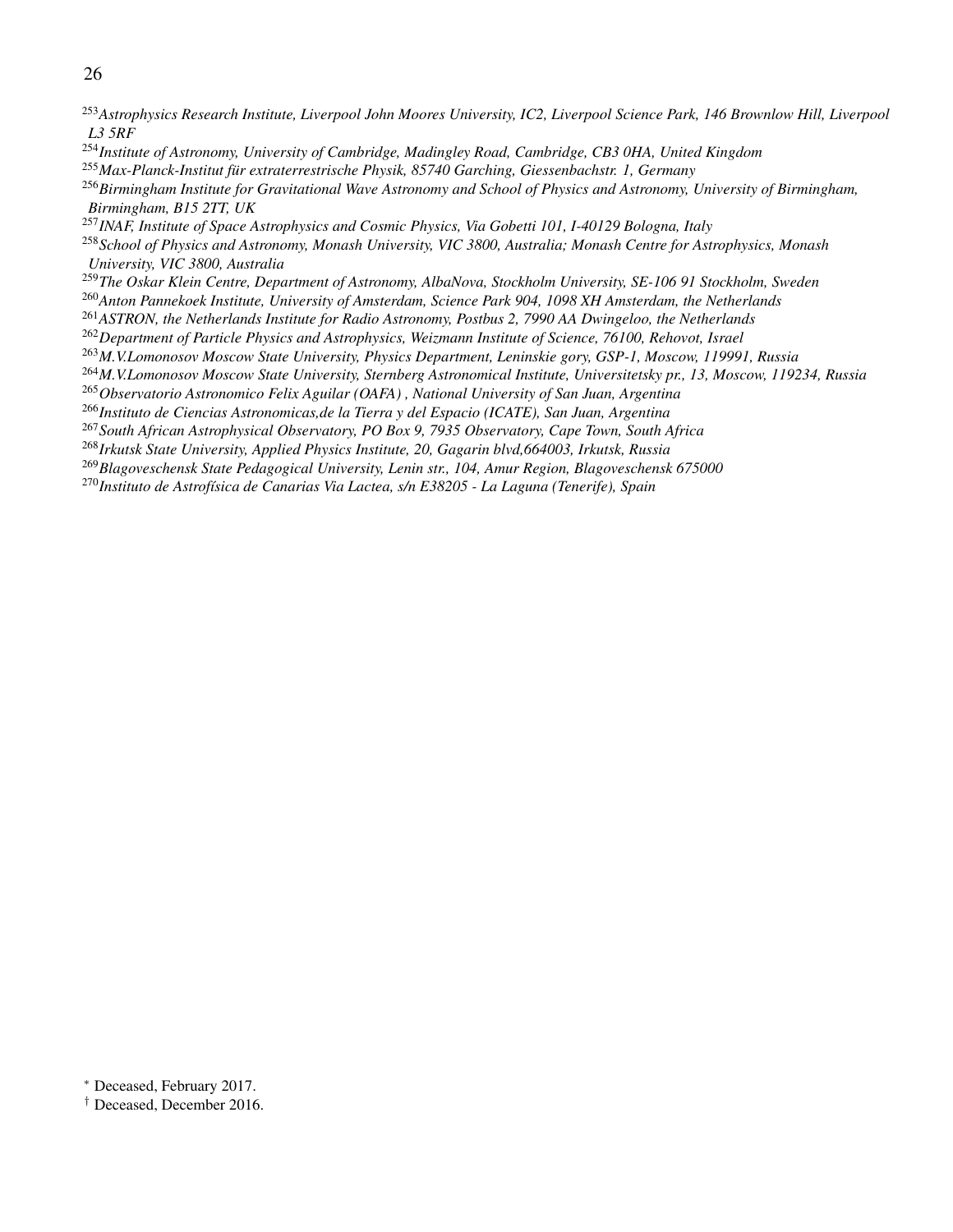[253]*Astrophysics Research Institute, Liverpool John Moores University, IC2, Liverpool Science Park, 146 Brownlow Hill, Liverpool L3 5RF*

[254]*Institute of Astronomy, University of Cambridge, Madingley Road, Cambridge, CB3 0HA, United Kingdom*

[255]*Max-Planck-Institut für extraterrestrische Physik, 85740 Garching, Giessenbachstr. 1, Germany*

[256]*Birmingham Institute for Gravitational Wave Astronomy and School of Physics and Astronomy, University of Birmingham, Birmingham, B15 2TT, UK*

[257]*INAF, Institute of Space Astrophysics and Cosmic Physics, Via Gobetti 101, I-40129 Bologna, Italy*

[258]*School of Physics and Astronomy, Monash University, VIC 3800, Australia; Monash Centre for Astrophysics, Monash University, VIC 3800, Australia*

[259]*The Oskar Klein Centre, Department of Astronomy, AlbaNova, Stockholm University, SE-106 91 Stockholm, Sweden*

[260]*Anton Pannekoek Institute, University of Amsterdam, Science Park 904, 1098 XH Amsterdam, the Netherlands*

[261]*ASTRON, the Netherlands Institute for Radio Astronomy, Postbus 2, 7990 AA Dwingeloo, the Netherlands*

[262]*Department of Particle Physics and Astrophysics, Weizmann Institute of Science, 76100, Rehovot, Israel*

[263]*M.V.Lomonosov Moscow State University, Physics Department, Leninskie gory, GSP-1, Moscow, 119991, Russia*

[264]*M.V.Lomonosov Moscow State University, Sternberg Astronomical Institute, Universitetsky pr., 13, Moscow, 119234, Russia*

[265]*Observatorio Astronomico Felix Aguilar (OAFA) , National University of San Juan, Argentina*

[266]*Instituto de Ciencias Astronomicas,de la Tierra y del Espacio (ICATE), San Juan, Argentina*

[267]*South African Astrophysical Observatory, PO Box 9, 7935 Observatory, Cape Town, South Africa*

[268]*Irkutsk State University, Applied Physics Institute, 20, Gagarin blvd,664003, Irkutsk, Russia*

[269]*Blagoveschensk State Pedagogical University, Lenin str., 104, Amur Region, Blagoveschensk 675000*

[270]*Instituto de Astrofísica de Canarias Via Lactea, s/n E38205 - La Laguna (Tenerife), Spain*

[*] Deceased, February 2017.

[†] Deceased, December 2016.